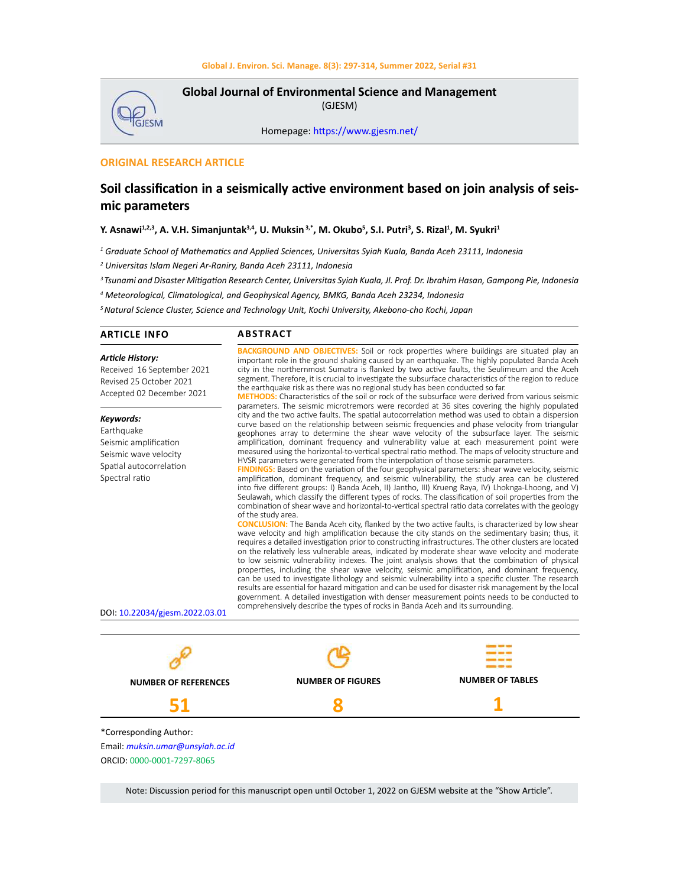**Global Journal of Environmental Science and Management**
(GJESM)

Homepage: https://www.gjesm.net/

**ORIGINAL RESEARCH ARTICLE**

# Soil classification in a seismically active environment based on join analysis of seismic parameters

**Y. Asnawi[1,2,3], A. V.H. Simanjuntak[3,4], U. Muksin[3,*], M. Okubo[5], S.I. Putri[3], S. Rizal[1], M. Syukri[1]**

[1] *Graduate School of Mathematics and Applied Sciences, Universitas Syiah Kuala, Banda Aceh 23111, Indonesia*

[2] *Universitas Islam Negeri Ar-Raniry, Banda Aceh 23111, Indonesia*

[3] *Tsunami and Disaster Mitigation Research Center, Universitas Syiah Kuala, Jl. Prof. Dr. Ibrahim Hasan, Gampong Pie, Indonesia*

[4] *Meteorological, Climatological, and Geophysical Agency, BMKG, Banda Aceh 23234, Indonesia*

[5] *Natural Science Cluster, Science and Technology Unit, Kochi University, Akebono-cho Kochi, Japan*

## ARTICLE INFO

***Article History:***
Received 16 September 2021
Revised 25 October 2021
Accepted 02 December 2021

***Keywords:***
Earthquake
Seismic amplification
Seismic wave velocity
Spatial autocorrelation
Spectral ratio

DOI: 10.22034/gjesm.2022.03.01

## ABSTRACT

**BACKGROUND AND OBJECTIVES:** Soil or rock properties where buildings are situated play an important role in the ground shaking caused by an earthquake. The highly populated Banda Aceh city in the northernmost Sumatra is flanked by two active faults, the Seulimeum and the Aceh segment. Therefore, it is crucial to investigate the subsurface characteristics of the region to reduce the earthquake risk as there was no regional study has been conducted so far.

**METHODS:** Characteristics of the soil or rock of the subsurface were derived from various seismic parameters. The seismic microtremors were recorded at 36 sites covering the highly populated city and the two active faults. The spatial autocorrelation method was used to obtain a dispersion curve based on the relationship between seismic frequencies and phase velocity from triangular geophones array to determine the shear wave velocity of the subsurface layer. The seismic amplification, dominant frequency and vulnerability value at each measurement point were measured using the horizontal-to-vertical spectral ratio method. The maps of velocity structure and HVSR parameters were generated from the interpolation of those seismic parameters.

**FINDINGS:** Based on the variation of the four geophysical parameters: shear wave velocity, seismic amplification, dominant frequency, and seismic vulnerability, the study area can be clustered into five different groups: I) Banda Aceh, II) Jantho, III) Krueng Raya, IV) Lhoknga-Lhoong, and V) Seulawah, which classify the different types of rocks. The classification of soil properties from the combination of shear wave and horizontal-to-vertical spectral ratio data correlates with the geology of the study area.

**CONCLUSION:** The Banda Aceh city, flanked by the two active faults, is characterized by low shear wave velocity and high amplification because the city stands on the sedimentary basin; thus, it requires a detailed investigation prior to constructing infrastructures. The other clusters are located on the relatively less vulnerable areas, indicated by moderate shear wave velocity and moderate to low seismic vulnerability indexes. The joint analysis shows that the combination of physical properties, including the shear wave velocity, seismic amplification, and dominant frequency, can be used to investigate lithology and seismic vulnerability into a specific cluster. The research results are essential for hazard mitigation and can be used for disaster risk management by the local government. A detailed investigation with denser measurement points needs to be conducted to comprehensively describe the types of rocks in Banda Aceh and its surrounding.

| NUMBER OF REFERENCES | NUMBER OF FIGURES | NUMBER OF TABLES |
|---|---|---|
| 51 | 8 | 1 |

*Corresponding Author:
Email: *muksin.umar@unsyiah.ac.id*
ORCID: 0000-0001-7297-8065

Note: Discussion period for this manuscript open until October 1, 2022 on GJESM website at the "Show Article".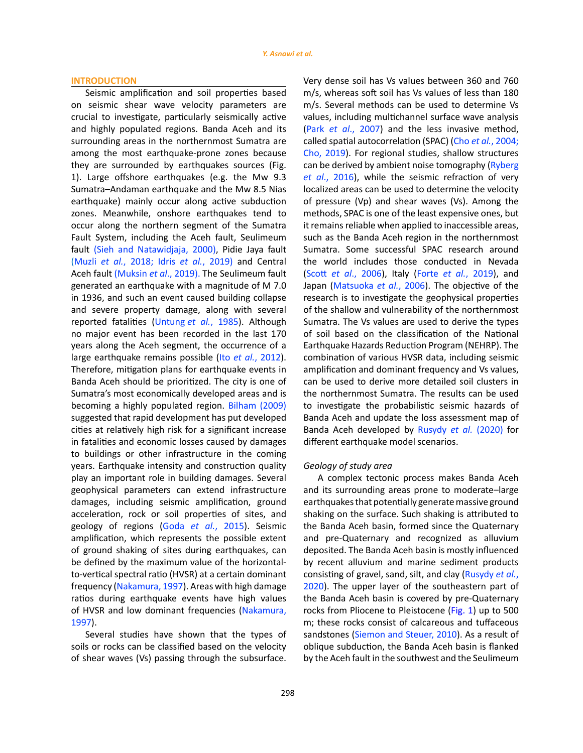## INTRODUCTION

Seismic amplification and soil properties based on seismic shear wave velocity parameters are crucial to investigate, particularly seismically active and highly populated regions. Banda Aceh and its surrounding areas in the northernmost Sumatra are among the most earthquake-prone zones because they are surrounded by earthquakes sources (Fig. 1). Large offshore earthquakes (e.g. the Mw 9.3 Sumatra–Andaman earthquake and the Mw 8.5 Nias earthquake) mainly occur along active subduction zones. Meanwhile, onshore earthquakes tend to occur along the northern segment of the Sumatra Fault System, including the Aceh fault, Seulimeum fault (Sieh and Natawidjaja, 2000), Pidie Jaya fault (Muzli *et al.*, 2018; Idris *et al.*, 2019) and Central Aceh fault (Muksin *et al.*, 2019). The Seulimeum fault generated an earthquake with a magnitude of M 7.0 in 1936, and such an event caused building collapse and severe property damage, along with several reported fatalities (Untung *et al.*, 1985). Although no major event has been recorded in the last 170 years along the Aceh segment, the occurrence of a large earthquake remains possible (Ito *et al.*, 2012). Therefore, mitigation plans for earthquake events in Banda Aceh should be prioritized. The city is one of Sumatra's most economically developed areas and is becoming a highly populated region. Bilham (2009) suggested that rapid development has put developed cities at relatively high risk for a significant increase in fatalities and economic losses caused by damages to buildings or other infrastructure in the coming years. Earthquake intensity and construction quality play an important role in building damages. Several geophysical parameters can extend infrastructure damages, including seismic amplification, ground acceleration, rock or soil properties of sites, and geology of regions (Goda *et al.*, 2015). Seismic amplification, which represents the possible extent of ground shaking of sites during earthquakes, can be defined by the maximum value of the horizontal-to-vertical spectral ratio (HVSR) at a certain dominant frequency (Nakamura, 1997). Areas with high damage ratios during earthquake events have high values of HVSR and low dominant frequencies (Nakamura, 1997).

Several studies have shown that the types of soils or rocks can be classified based on the velocity of shear waves (Vs) passing through the subsurface. Very dense soil has Vs values between 360 and 760 m/s, whereas soft soil has Vs values of less than 180 m/s. Several methods can be used to determine Vs values, including multichannel surface wave analysis (Park *et al.*, 2007) and the less invasive method, called spatial autocorrelation (SPAC) (Cho *et al.*, 2004; Cho, 2019). For regional studies, shallow structures can be derived by ambient noise tomography (Ryberg *et al.*, 2016), while the seismic refraction of very localized areas can be used to determine the velocity of pressure (Vp) and shear waves (Vs). Among the methods, SPAC is one of the least expensive ones, but it remains reliable when applied to inaccessible areas, such as the Banda Aceh region in the northernmost Sumatra. Some successful SPAC research around the world includes those conducted in Nevada (Scott *et al.*, 2006), Italy (Forte *et al.*, 2019), and Japan (Matsuoka *et al.*, 2006). The objective of the research is to investigate the geophysical properties of the shallow and vulnerability of the northernmost Sumatra. The Vs values are used to derive the types of soil based on the classification of the National Earthquake Hazards Reduction Program (NEHRP). The combination of various HVSR data, including seismic amplification and dominant frequency and Vs values, can be used to derive more detailed soil clusters in the northernmost Sumatra. The results can be used to investigate the probabilistic seismic hazards of Banda Aceh and update the loss assessment map of Banda Aceh developed by Rusydy *et al.* (2020) for different earthquake model scenarios.

### *Geology of study area*

A complex tectonic process makes Banda Aceh and its surrounding areas prone to moderate–large earthquakes that potentially generate massive ground shaking on the surface. Such shaking is attributed to the Banda Aceh basin, formed since the Quaternary and pre-Quaternary and recognized as alluvium deposited. The Banda Aceh basin is mostly influenced by recent alluvium and marine sediment products consisting of gravel, sand, silt, and clay (Rusydy *et al.*, 2020). The upper layer of the southeastern part of the Banda Aceh basin is covered by pre-Quaternary rocks from Pliocene to Pleistocene (Fig. 1) up to 500 m; these rocks consist of calcareous and tuffaceous sandstones (Siemon and Steuer, 2010). As a result of oblique subduction, the Banda Aceh basin is flanked by the Aceh fault in the southwest and the Seulimeum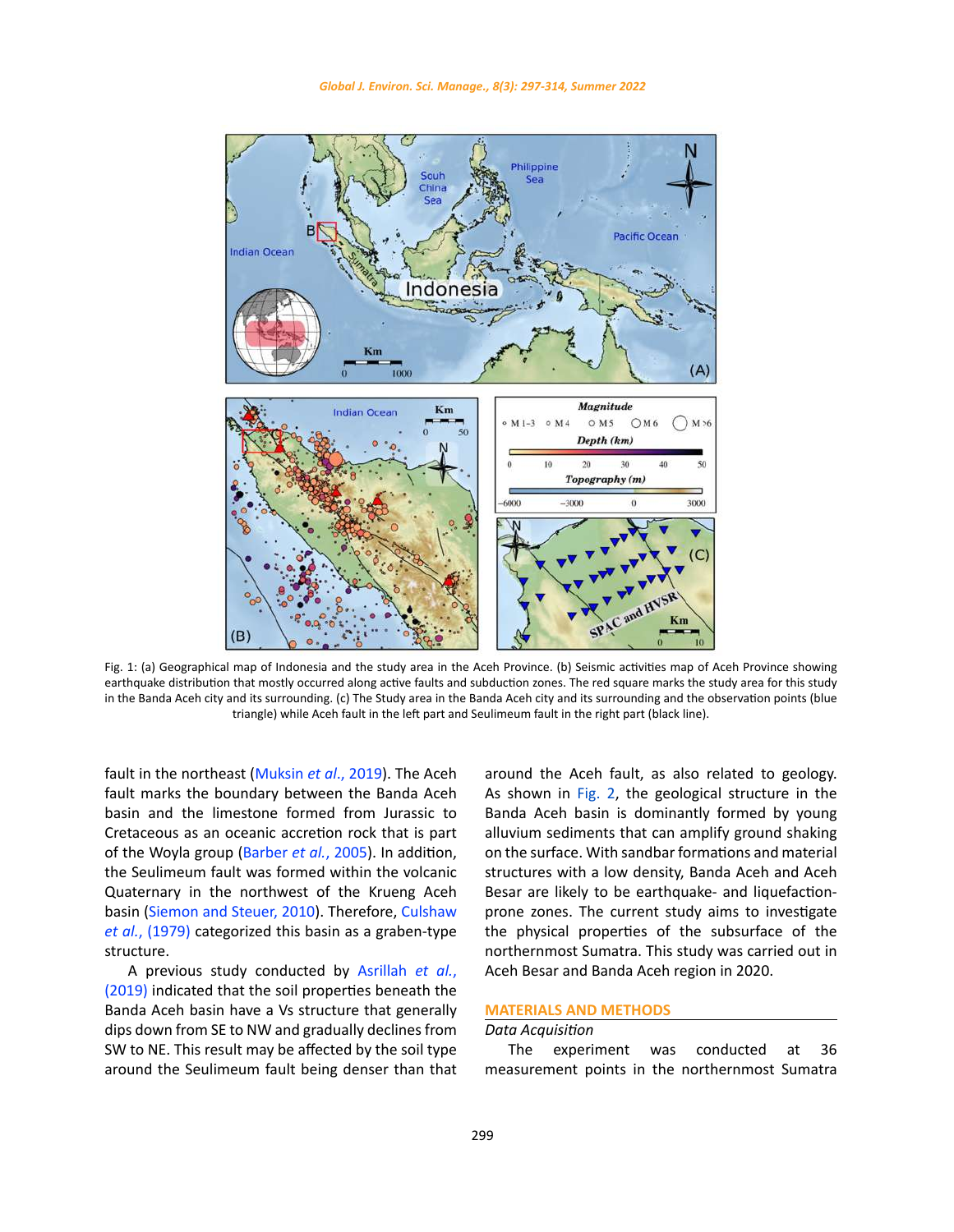Fig. 1: (a) Geographical map of Indonesia and the study area in the Aceh Province. (b) Seismic activities map of Aceh Province showing earthquake distribution that mostly occurred along active faults and subduction zones. The red square marks the study area for this study in the Banda Aceh city and its surrounding. (c) The Study area in the Banda Aceh city and its surrounding and the observation points (blue triangle) while Aceh fault in the left part and Seulimeum fault in the right part (black line).

fault in the northeast (Muksin *et al.*, 2019). The Aceh fault marks the boundary between the Banda Aceh basin and the limestone formed from Jurassic to Cretaceous as an oceanic accretion rock that is part of the Woyla group (Barber *et al.*, 2005). In addition, the Seulimeum fault was formed within the volcanic Quaternary in the northwest of the Krueng Aceh basin (Siemon and Steuer, 2010). Therefore, Culshaw *et al.*, (1979) categorized this basin as a graben-type structure.

A previous study conducted by Asrillah *et al.*, (2019) indicated that the soil properties beneath the Banda Aceh basin have a Vs structure that generally dips down from SE to NW and gradually declines from SW to NE. This result may be affected by the soil type around the Seulimeum fault being denser than that around the Aceh fault, as also related to geology. As shown in Fig. 2, the geological structure in the Banda Aceh basin is dominantly formed by young alluvium sediments that can amplify ground shaking on the surface. With sandbar formations and material structures with a low density, Banda Aceh and Aceh Besar are likely to be earthquake- and liquefaction-prone zones. The current study aims to investigate the physical properties of the subsurface of the northernmost Sumatra. This study was carried out in Aceh Besar and Banda Aceh region in 2020.

## MATERIALS AND METHODS

### *Data Acquisition*

The experiment was conducted at 36 measurement points in the northernmost Sumatra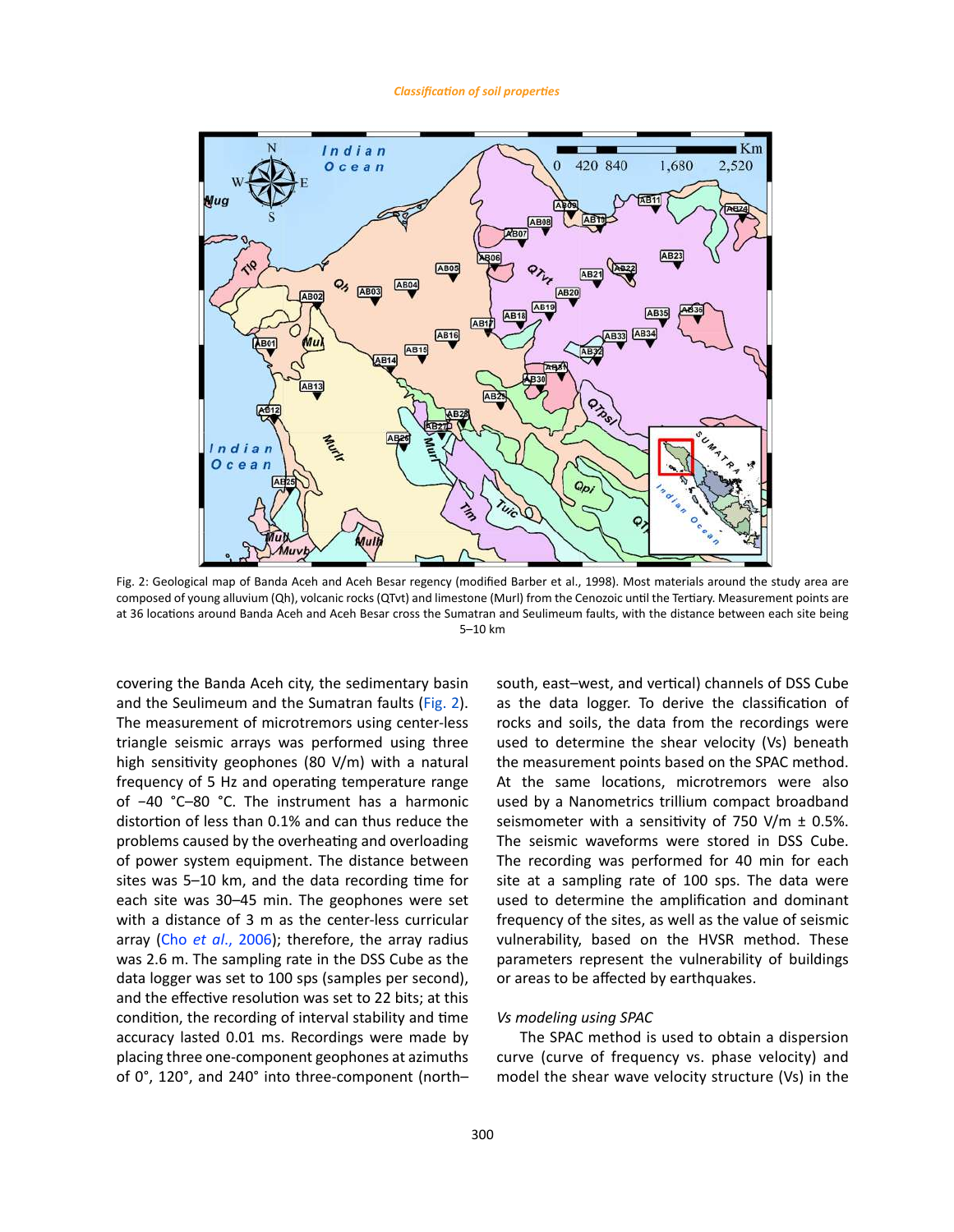Fig. 2: Geological map of Banda Aceh and Aceh Besar regency (modified Barber et al., 1998). Most materials around the study area are composed of young alluvium (Qh), volcanic rocks (QTvt) and limestone (Murl) from the Cenozoic until the Tertiary. Measurement points are at 36 locations around Banda Aceh and Aceh Besar cross the Sumatran and Seulimeum faults, with the distance between each site being 5–10 km

covering the Banda Aceh city, the sedimentary basin and the Seulimeum and the Sumatran faults (Fig. 2). The measurement of microtremors using center-less triangle seismic arrays was performed using three high sensitivity geophones (80 V/m) with a natural frequency of 5 Hz and operating temperature range of −40 °C–80 °C. The instrument has a harmonic distortion of less than 0.1% and can thus reduce the problems caused by the overheating and overloading of power system equipment. The distance between sites was 5–10 km, and the data recording time for each site was 30–45 min. The geophones were set with a distance of 3 m as the center-less curricular array (Cho *et al.*, 2006); therefore, the array radius was 2.6 m. The sampling rate in the DSS Cube as the data logger was set to 100 sps (samples per second), and the effective resolution was set to 22 bits; at this condition, the recording of interval stability and time accuracy lasted 0.01 ms. Recordings were made by placing three one-component geophones at azimuths of 0°, 120°, and 240° into three-component (north–south, east–west, and vertical) channels of DSS Cube as the data logger. To derive the classification of rocks and soils, the data from the recordings were used to determine the shear velocity (Vs) beneath the measurement points based on the SPAC method. At the same locations, microtremors were also used by a Nanometrics trillium compact broadband seismometer with a sensitivity of 750 V/m ± 0.5%. The seismic waveforms were stored in DSS Cube. The recording was performed for 40 min for each site at a sampling rate of 100 sps. The data were used to determine the amplification and dominant frequency of the sites, as well as the value of seismic vulnerability, based on the HVSR method. These parameters represent the vulnerability of buildings or areas to be affected by earthquakes.

*Vs modeling using SPAC*

The SPAC method is used to obtain a dispersion curve (curve of frequency vs. phase velocity) and model the shear wave velocity structure (Vs) in the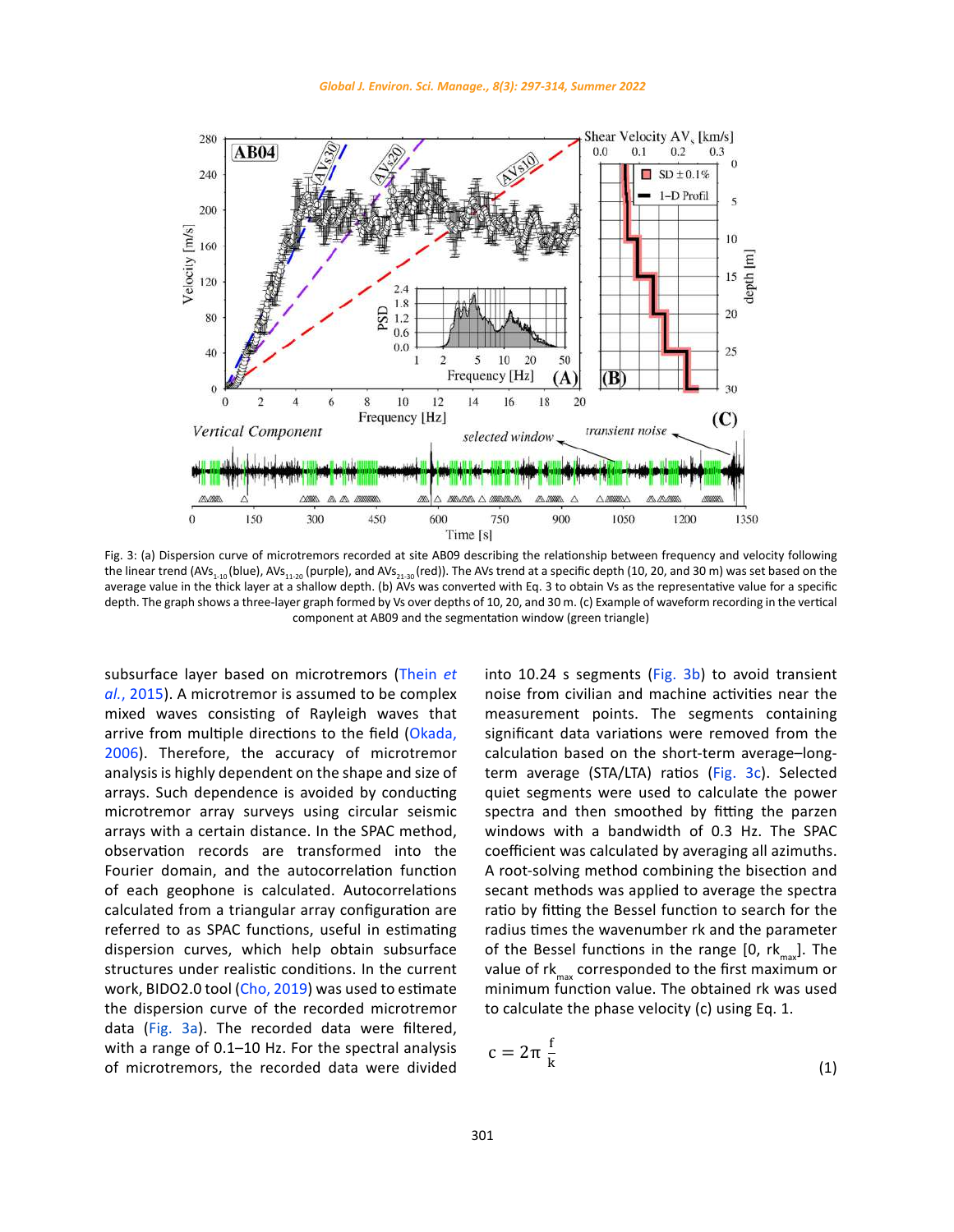Fig. 3: (a) Dispersion curve of microtremors recorded at site AB09 describing the relationship between frequency and velocity following the linear trend ($AVs_{1\text{-}10}$ (blue), $AVs_{11\text{-}20}$ (purple), and $AVs_{21\text{-}30}$ (red)). The AVs trend at a specific depth (10, 20, and 30 m) was set based on the average value in the thick layer at a shallow depth. (b) AVs was converted with Eq. 3 to obtain Vs as the representative value for a specific depth. The graph shows a three-layer graph formed by Vs over depths of 10, 20, and 30 m. (c) Example of waveform recording in the vertical component at AB09 and the segmentation window (green triangle)

subsurface layer based on microtremors (Thein *et al.*, 2015). A microtremor is assumed to be complex mixed waves consisting of Rayleigh waves that arrive from multiple directions to the field (Okada, 2006). Therefore, the accuracy of microtremor analysis is highly dependent on the shape and size of arrays. Such dependence is avoided by conducting microtremor array surveys using circular seismic arrays with a certain distance. In the SPAC method, observation records are transformed into the Fourier domain, and the autocorrelation function of each geophone is calculated. Autocorrelations calculated from a triangular array configuration are referred to as SPAC functions, useful in estimating dispersion curves, which help obtain subsurface structures under realistic conditions. In the current work, BIDO2.0 tool (Cho, 2019) was used to estimate the dispersion curve of the recorded microtremor data (Fig. 3a). The recorded data were filtered, with a range of 0.1–10 Hz. For the spectral analysis of microtremors, the recorded data were divided into 10.24 s segments (Fig. 3b) to avoid transient noise from civilian and machine activities near the measurement points. The segments containing significant data variations were removed from the calculation based on the short-term average–long-term average (STA/LTA) ratios (Fig. 3c). Selected quiet segments were used to calculate the power spectra and then smoothed by fitting the parzen windows with a bandwidth of 0.3 Hz. The SPAC coefficient was calculated by averaging all azimuths. A root-solving method combining the bisection and secant methods was applied to average the spectra ratio by fitting the Bessel function to search for the radius times the wavenumber rk and the parameter of the Bessel functions in the range [0, $rk_{max}$]. The value of $rk_{max}$ corresponded to the first maximum or minimum function value. The obtained rk was used to calculate the phase velocity (c) using Eq. 1.

$$c = 2\pi \frac{f}{k} \tag{1}$$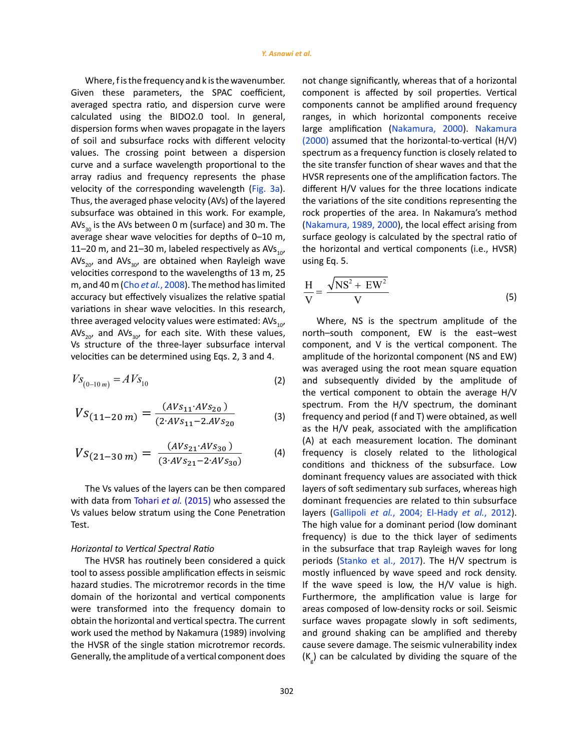Where, f is the frequency and k is the wavenumber. Given these parameters, the SPAC coefficient, averaged spectra ratio, and dispersion curve were calculated using the BIDO2.0 tool. In general, dispersion forms when waves propagate in the layers of soil and subsurface rocks with different velocity values. The crossing point between a dispersion curve and a surface wavelength proportional to the array radius and frequency represents the phase velocity of the corresponding wavelength (Fig. 3a). Thus, the averaged phase velocity (AVs) of the layered subsurface was obtained in this work. For example, $AVs_{30}$ is the AVs between 0 m (surface) and 30 m. The average shear wave velocities for depths of 0–10 m, 11–20 m, and 21–30 m, labeled respectively as $AVs_{10}$, $AVs_{20}$, and $AVs_{30}$, are obtained when Rayleigh wave velocities correspond to the wavelengths of 13 m, 25 m, and 40 m (Cho *et al.*, 2008). The method has limited accuracy but effectively visualizes the relative spatial variations in shear wave velocities. In this research, three averaged velocity values were estimated: $AVs_{10}$, $AVs_{20}$, and $AVs_{30}$, for each site. With these values, Vs structure of the three-layer subsurface interval velocities can be determined using Eqs. 2, 3 and 4.

$$Vs_{(0-10\,m)} = AVs_{10} \tag{2}$$

$$Vs_{(11-20\,m)} = \frac{(AVs_{11} \cdot AVs_{20})}{(2 \cdot AVs_{11} - 2.AVs_{20}} \tag{3}$$

$$Vs_{(21-30\,m)} = \frac{(AVs_{21} \cdot AVs_{30})}{(3 \cdot AVs_{21} - 2 \cdot AVs_{30})} \tag{4}$$

The Vs values of the layers can be then compared with data from Tohari *et al.* (2015) who assessed the Vs values below stratum using the Cone Penetration Test.

*Horizontal to Vertical Spectral Ratio*

The HVSR has routinely been considered a quick tool to assess possible amplification effects in seismic hazard studies. The microtremor records in the time domain of the horizontal and vertical components were transformed into the frequency domain to obtain the horizontal and vertical spectra. The current work used the method by Nakamura (1989) involving the HVSR of the single station microtremor records. Generally, the amplitude of a vertical component does not change significantly, whereas that of a horizontal component is affected by soil properties. Vertical components cannot be amplified around frequency ranges, in which horizontal components receive large amplification (Nakamura, 2000). Nakamura (2000) assumed that the horizontal-to-vertical (H/V) spectrum as a frequency function is closely related to the site transfer function of shear waves and that the HVSR represents one of the amplification factors. The different H/V values for the three locations indicate the variations of the site conditions representing the rock properties of the area. In Nakamura's method (Nakamura, 1989, 2000), the local effect arising from surface geology is calculated by the spectral ratio of the horizontal and vertical components (i.e., HVSR) using Eq. 5.

$$\frac{H}{V} = \frac{\sqrt{NS^2 + EW^2}}{V} \tag{5}$$

Where, NS is the spectrum amplitude of the north–south component, EW is the east–west component, and V is the vertical component. The amplitude of the horizontal component (NS and EW) was averaged using the root mean square equation and subsequently divided by the amplitude of the vertical component to obtain the average H/V spectrum. From the H/V spectrum, the dominant frequency and period (f and T) were obtained, as well as the H/V peak, associated with the amplification (A) at each measurement location. The dominant frequency is closely related to the lithological conditions and thickness of the subsurface. Low dominant frequency values are associated with thick layers of soft sedimentary sub surfaces, whereas high dominant frequencies are related to thin subsurface layers (Gallipoli *et al.*, 2004; El-Hady *et al.*, 2012). The high value for a dominant period (low dominant frequency) is due to the thick layer of sediments in the subsurface that trap Rayleigh waves for long periods (Stanko et al., 2017). The H/V spectrum is mostly influenced by wave speed and rock density. If the wave speed is low, the H/V value is high. Furthermore, the amplification value is large for areas composed of low-density rocks or soil. Seismic surface waves propagate slowly in soft sediments, and ground shaking can be amplified and thereby cause severe damage. The seismic vulnerability index ($K_g$) can be calculated by dividing the square of the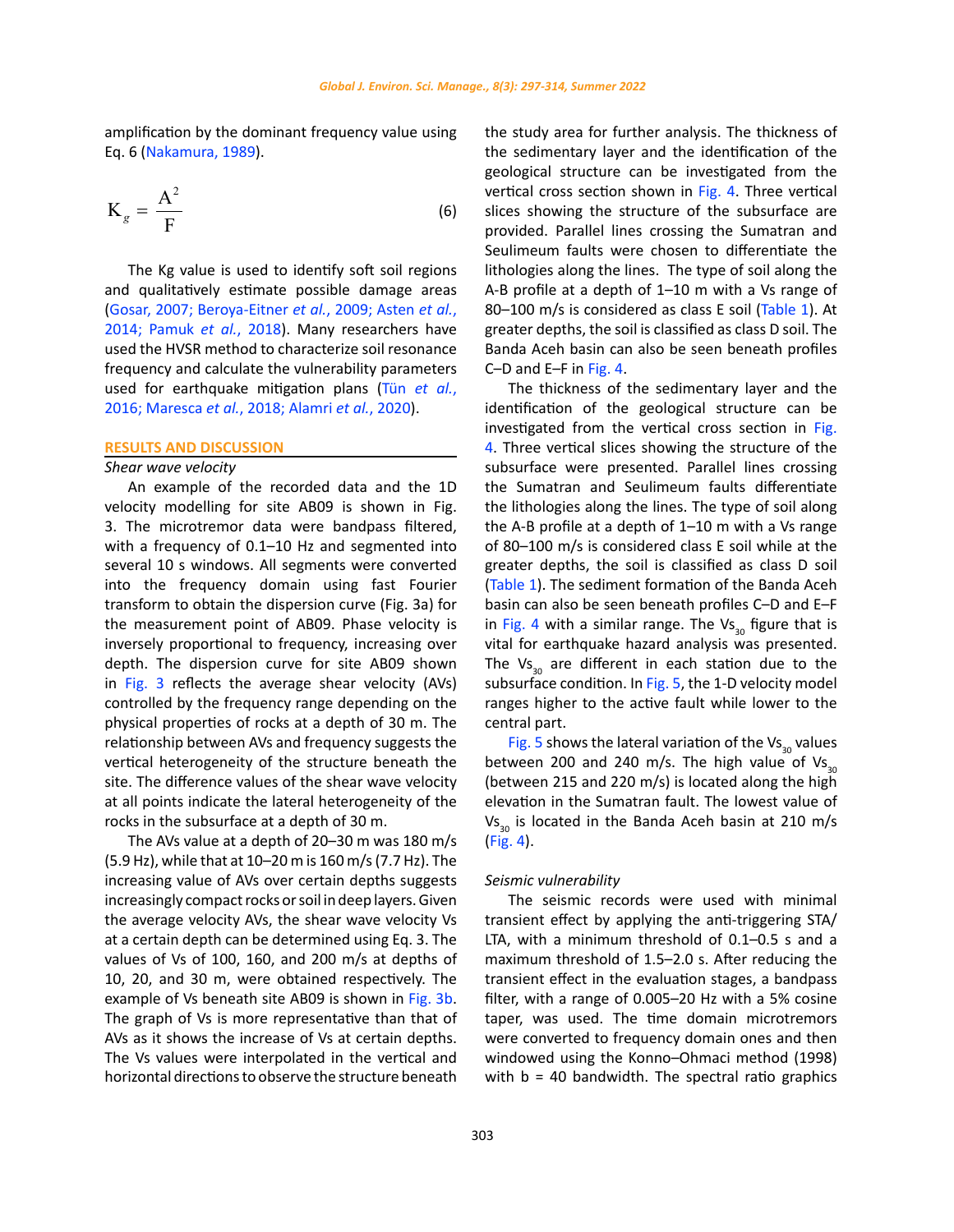amplification by the dominant frequency value using Eq. 6 (Nakamura, 1989).

$$K_g = \frac{A^2}{F} \tag{6}$$

The Kg value is used to identify soft soil regions and qualitatively estimate possible damage areas (Gosar, 2007; Beroya-Eitner *et al.*, 2009; Asten *et al.*, 2014; Pamuk *et al.*, 2018). Many researchers have used the HVSR method to characterize soil resonance frequency and calculate the vulnerability parameters used for earthquake mitigation plans (Tün *et al.*, 2016; Maresca *et al.*, 2018; Alamri *et al.*, 2020).

## RESULTS AND DISCUSSION

### *Shear wave velocity*

An example of the recorded data and the 1D velocity modelling for site AB09 is shown in Fig. 3. The microtremor data were bandpass filtered, with a frequency of 0.1–10 Hz and segmented into several 10 s windows. All segments were converted into the frequency domain using fast Fourier transform to obtain the dispersion curve (Fig. 3a) for the measurement point of AB09. Phase velocity is inversely proportional to frequency, increasing over depth. The dispersion curve for site AB09 shown in Fig. 3 reflects the average shear velocity (AVs) controlled by the frequency range depending on the physical properties of rocks at a depth of 30 m. The relationship between AVs and frequency suggests the vertical heterogeneity of the structure beneath the site. The difference values of the shear wave velocity at all points indicate the lateral heterogeneity of the rocks in the subsurface at a depth of 30 m.

The AVs value at a depth of 20–30 m was 180 m/s (5.9 Hz), while that at 10–20 m is 160 m/s (7.7 Hz). The increasing value of AVs over certain depths suggests increasingly compact rocks or soil in deep layers. Given the average velocity AVs, the shear wave velocity Vs at a certain depth can be determined using Eq. 3. The values of Vs of 100, 160, and 200 m/s at depths of 10, 20, and 30 m, were obtained respectively. The example of Vs beneath site AB09 is shown in Fig. 3b. The graph of Vs is more representative than that of AVs as it shows the increase of Vs at certain depths. The Vs values were interpolated in the vertical and horizontal directions to observe the structure beneath the study area for further analysis. The thickness of the sedimentary layer and the identification of the geological structure can be investigated from the vertical cross section shown in Fig. 4. Three vertical slices showing the structure of the subsurface are provided. Parallel lines crossing the Sumatran and Seulimeum faults were chosen to differentiate the lithologies along the lines. The type of soil along the A-B profile at a depth of 1–10 m with a Vs range of 80–100 m/s is considered as class E soil (Table 1). At greater depths, the soil is classified as class D soil. The Banda Aceh basin can also be seen beneath profiles C–D and E–F in Fig. 4.

The thickness of the sedimentary layer and the identification of the geological structure can be investigated from the vertical cross section in Fig. 4. Three vertical slices showing the structure of the subsurface were presented. Parallel lines crossing the Sumatran and Seulimeum faults differentiate the lithologies along the lines. The type of soil along the A-B profile at a depth of 1–10 m with a Vs range of 80–100 m/s is considered class E soil while at the greater depths, the soil is classified as class D soil (Table 1). The sediment formation of the Banda Aceh basin can also be seen beneath profiles C–D and E–F in Fig. 4 with a similar range. The $Vs_{30}$ figure that is vital for earthquake hazard analysis was presented. The $Vs_{30}$ are different in each station due to the subsurface condition. In Fig. 5, the 1-D velocity model ranges higher to the active fault while lower to the central part.

Fig. 5 shows the lateral variation of the $Vs_{30}$ values between 200 and 240 m/s. The high value of $Vs_{30}$ (between 215 and 220 m/s) is located along the high elevation in the Sumatran fault. The lowest value of $Vs_{30}$ is located in the Banda Aceh basin at 210 m/s (Fig. 4).

### *Seismic vulnerability*

The seismic records were used with minimal transient effect by applying the anti-triggering STA/LTA, with a minimum threshold of 0.1–0.5 s and a maximum threshold of 1.5–2.0 s. After reducing the transient effect in the evaluation stages, a bandpass filter, with a range of 0.005–20 Hz with a 5% cosine taper, was used. The time domain microtremors were converted to frequency domain ones and then windowed using the Konno–Ohmaci method (1998) with b = 40 bandwidth. The spectral ratio graphics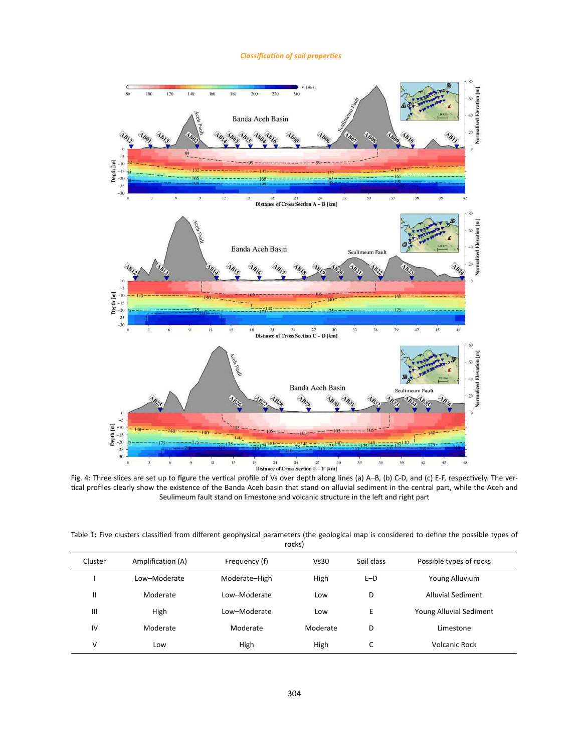Fig. 4: Three slices are set up to figure the vertical profile of Vs over depth along lines (a) A–B, (b) C-D, and (c) E-F, respectively. The vertical profiles clearly show the existence of the Banda Aceh basin that stand on alluvial sediment in the central part, while the Aceh and Seulimeum fault stand on limestone and volcanic structure in the left and right part

Table 1: Five clusters classified from different geophysical parameters (the geological map is considered to define the possible types of rocks)

| Cluster | Amplification (A) | Frequency (f) | Vs30 | Soil class | Possible types of rocks |
|---|---|---|---|---|---|
| I | Low–Moderate | Moderate–High | High | E–D | Young Alluvium |
| II | Moderate | Low–Moderate | Low | D | Alluvial Sediment |
| III | High | Low–Moderate | Low | E | Young Alluvial Sediment |
| IV | Moderate | Moderate | Moderate | D | Limestone |
| V | Low | High | High | C | Volcanic Rock |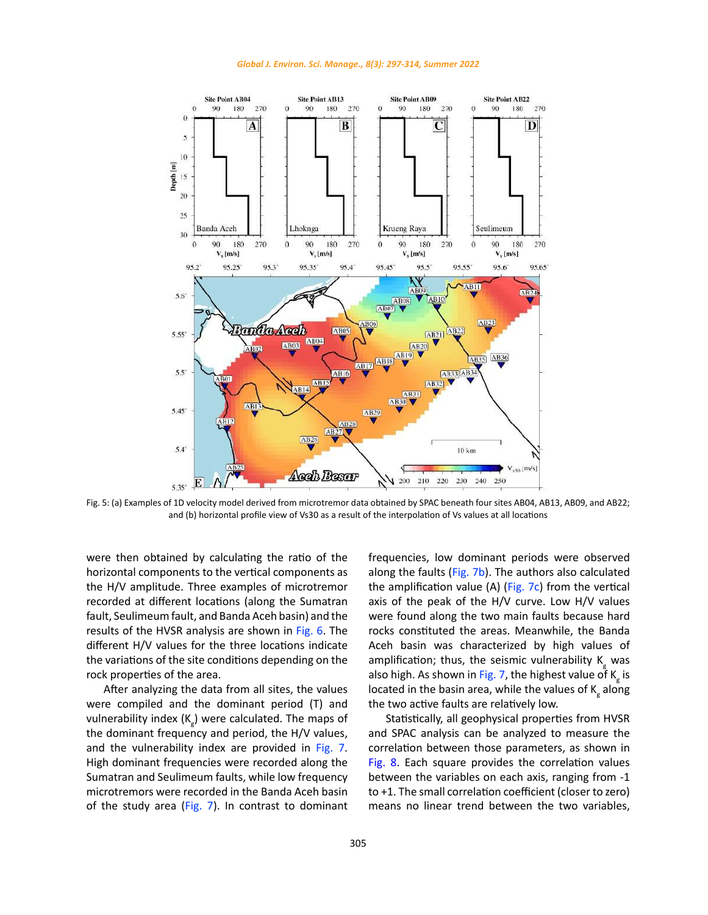Fig. 5: (a) Examples of 1D velocity model derived from microtremor data obtained by SPAC beneath four sites AB04, AB13, AB09, and AB22; and (b) horizontal profile view of Vs30 as a result of the interpolation of Vs values at all locations

were then obtained by calculating the ratio of the horizontal components to the vertical components as the H/V amplitude. Three examples of microtremor recorded at different locations (along the Sumatran fault, Seulimeum fault, and Banda Aceh basin) and the results of the HVSR analysis are shown in Fig. 6. The different H/V values for the three locations indicate the variations of the site conditions depending on the rock properties of the area.

After analyzing the data from all sites, the values were compiled and the dominant period (T) and vulnerability index ($K_g$) were calculated. The maps of the dominant frequency and period, the H/V values, and the vulnerability index are provided in Fig. 7. High dominant frequencies were recorded along the Sumatran and Seulimeum faults, while low frequency microtremors were recorded in the Banda Aceh basin of the study area (Fig. 7). In contrast to dominant frequencies, low dominant periods were observed along the faults (Fig. 7b). The authors also calculated the amplification value (A) (Fig. 7c) from the vertical axis of the peak of the H/V curve. Low H/V values were found along the two main faults because hard rocks constituted the areas. Meanwhile, the Banda Aceh basin was characterized by high values of amplification; thus, the seismic vulnerability $K_g$ was also high. As shown in Fig. 7, the highest value of $K_g$ is located in the basin area, while the values of $K_g$ along the two active faults are relatively low.

Statistically, all geophysical properties from HVSR and SPAC analysis can be analyzed to measure the correlation between those parameters, as shown in Fig. 8. Each square provides the correlation values between the variables on each axis, ranging from -1 to +1. The small correlation coefficient (closer to zero) means no linear trend between the two variables,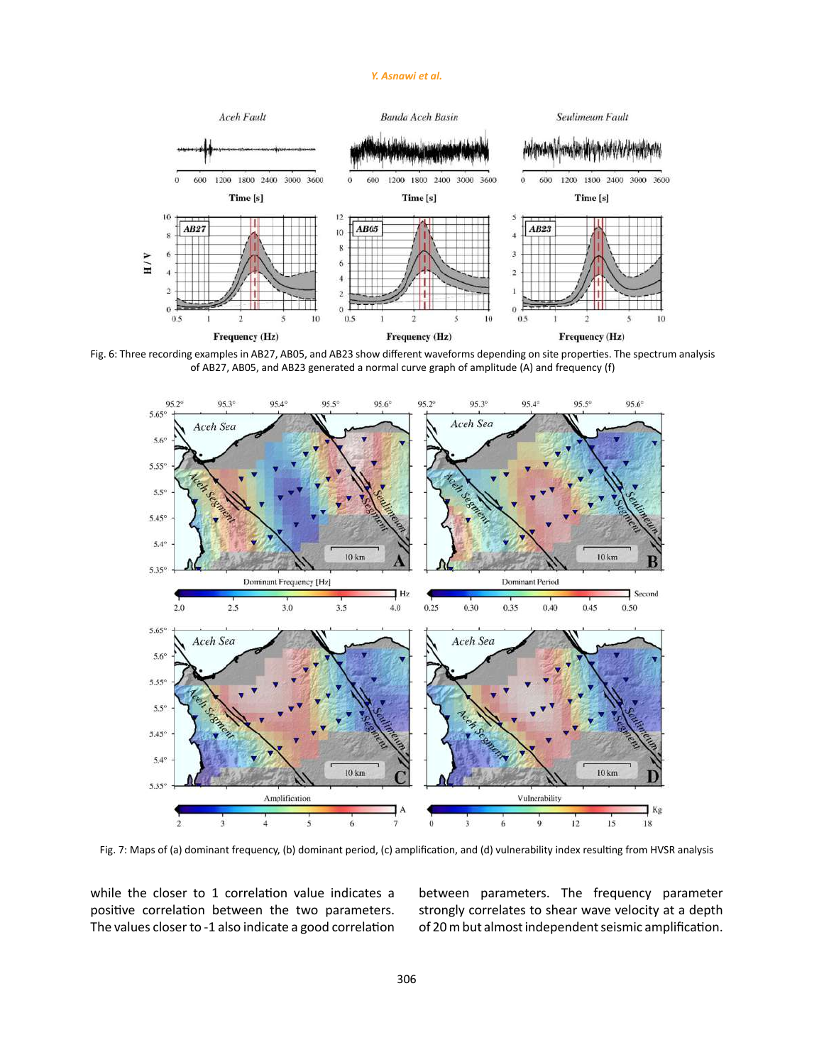Fig. 6: Three recording examples in AB27, AB05, and AB23 show different waveforms depending on site properties. The spectrum analysis of AB27, AB05, and AB23 generated a normal curve graph of amplitude (A) and frequency (f)

Fig. 7: Maps of (a) dominant frequency, (b) dominant period, (c) amplification, and (d) vulnerability index resulting from HVSR analysis

while the closer to 1 correlation value indicates a positive correlation between the two parameters. The values closer to -1 also indicate a good correlation between parameters. The frequency parameter strongly correlates to shear wave velocity at a depth of 20 m but almost independent seismic amplification.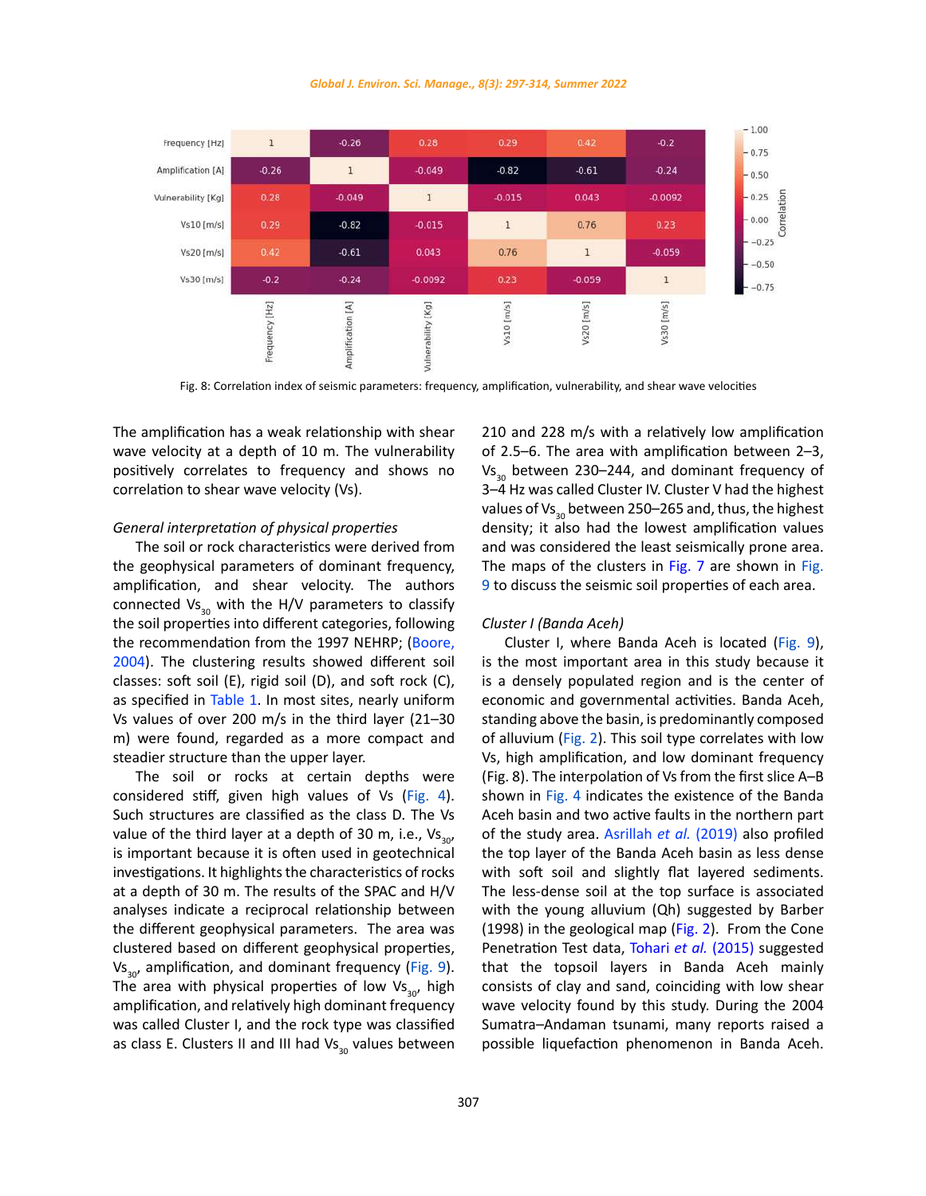Fig. 8: Correlation index of seismic parameters: frequency, amplification, vulnerability, and shear wave velocities

The amplification has a weak relationship with shear wave velocity at a depth of 10 m. The vulnerability positively correlates to frequency and shows no correlation to shear wave velocity (Vs).

*General interpretation of physical properties*

The soil or rock characteristics were derived from the geophysical parameters of dominant frequency, amplification, and shear velocity. The authors connected $Vs_{30}$ with the H/V parameters to classify the soil properties into different categories, following the recommendation from the 1997 NEHRP; (Boore, 2004). The clustering results showed different soil classes: soft soil (E), rigid soil (D), and soft rock (C), as specified in Table 1. In most sites, nearly uniform Vs values of over 200 m/s in the third layer (21–30 m) were found, regarded as a more compact and steadier structure than the upper layer.

The soil or rocks at certain depths were considered stiff, given high values of Vs (Fig. 4). Such structures are classified as the class D. The Vs value of the third layer at a depth of 30 m, i.e., $Vs_{30}$, is important because it is often used in geotechnical investigations. It highlights the characteristics of rocks at a depth of 30 m. The results of the SPAC and H/V analyses indicate a reciprocal relationship between the different geophysical parameters. The area was clustered based on different geophysical properties, $Vs_{30}$, amplification, and dominant frequency (Fig. 9). The area with physical properties of low $Vs_{30}$, high amplification, and relatively high dominant frequency was called Cluster I, and the rock type was classified as class E. Clusters II and III had $Vs_{30}$ values between 210 and 228 m/s with a relatively low amplification of 2.5–6. The area with amplification between 2–3, $Vs_{30}$ between 230–244, and dominant frequency of 3–4 Hz was called Cluster IV. Cluster V had the highest values of $Vs_{30}$ between 250–265 and, thus, the highest density; it also had the lowest amplification values and was considered the least seismically prone area. The maps of the clusters in Fig. 7 are shown in Fig. 9 to discuss the seismic soil properties of each area.

*Cluster I (Banda Aceh)*

Cluster I, where Banda Aceh is located (Fig. 9), is the most important area in this study because it is a densely populated region and is the center of economic and governmental activities. Banda Aceh, standing above the basin, is predominantly composed of alluvium (Fig. 2). This soil type correlates with low Vs, high amplification, and low dominant frequency (Fig. 8). The interpolation of Vs from the first slice A–B shown in Fig. 4 indicates the existence of the Banda Aceh basin and two active faults in the northern part of the study area. Asrillah *et al.* (2019) also profiled the top layer of the Banda Aceh basin as less dense with soft soil and slightly flat layered sediments. The less-dense soil at the top surface is associated with the young alluvium (Qh) suggested by Barber (1998) in the geological map (Fig. 2). From the Cone Penetration Test data, Tohari *et al.* (2015) suggested that the topsoil layers in Banda Aceh mainly consists of clay and sand, coinciding with low shear wave velocity found by this study. During the 2004 Sumatra–Andaman tsunami, many reports raised a possible liquefaction phenomenon in Banda Aceh.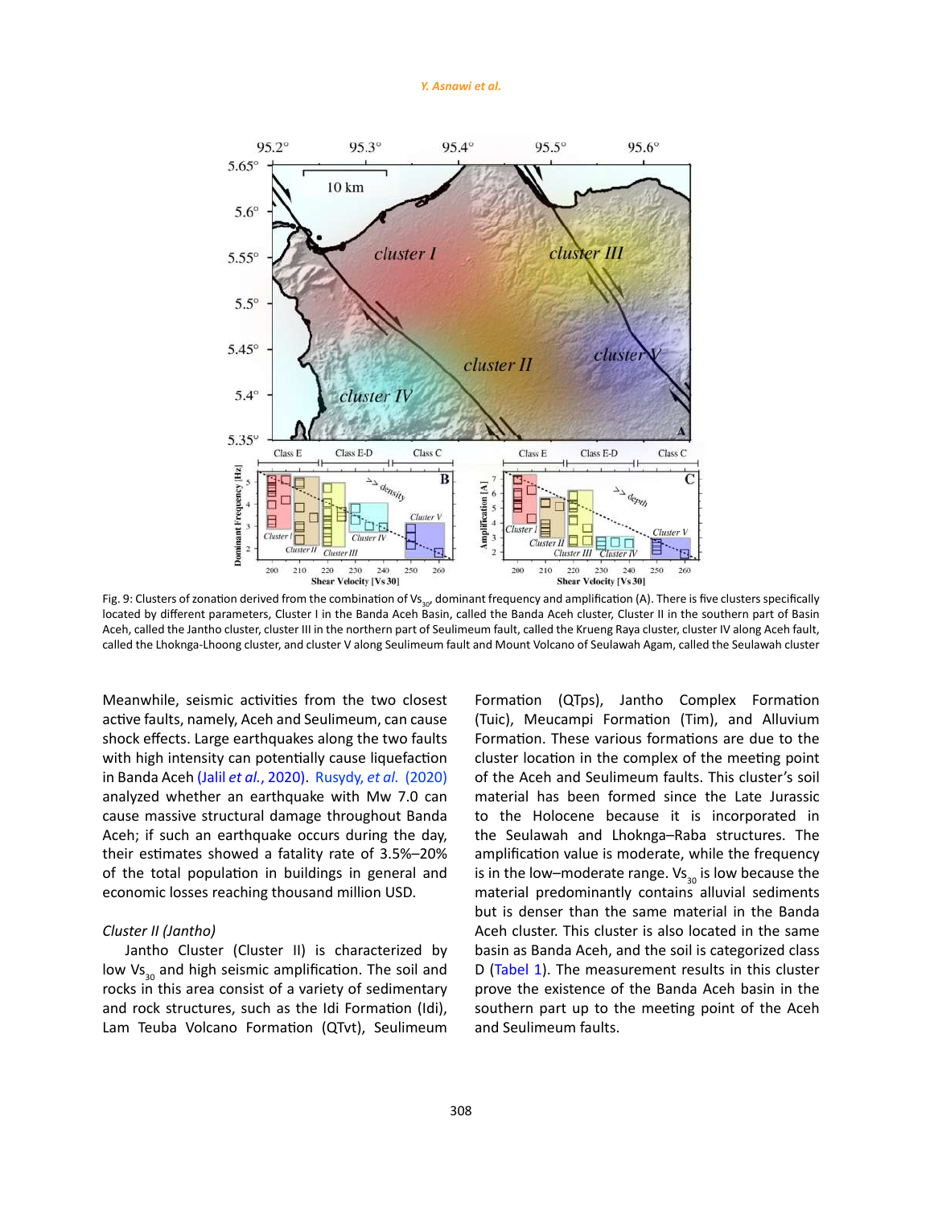Fig. 9: Clusters of zonation derived from the combination of $Vs_{30}$, dominant frequency and amplification (A). There is five clusters specifically located by different parameters, Cluster I in the Banda Aceh Basin, called the Banda Aceh cluster, Cluster II in the southern part of Basin Aceh, called the Jantho cluster, cluster III in the northern part of Seulimeum fault, called the Krueng Raya cluster, cluster IV along Aceh fault, called the Lhoknga-Lhoong cluster, and cluster V along Seulimeum fault and Mount Volcano of Seulawah Agam, called the Seulawah cluster

Meanwhile, seismic activities from the two closest active faults, namely, Aceh and Seulimeum, can cause shock effects. Large earthquakes along the two faults with high intensity can potentially cause liquefaction in Banda Aceh (Jalil *et al.*, 2020). Rusydy, *et al.* (2020) analyzed whether an earthquake with Mw 7.0 can cause massive structural damage throughout Banda Aceh; if such an earthquake occurs during the day, their estimates showed a fatality rate of 3.5%–20% of the total population in buildings in general and economic losses reaching thousand million USD.

*Cluster II (Jantho)*

Jantho Cluster (Cluster II) is characterized by low $Vs_{30}$ and high seismic amplification. The soil and rocks in this area consist of a variety of sedimentary and rock structures, such as the Idi Formation (Idi), Lam Teuba Volcano Formation (QTvt), Seulimeum Formation (QTps), Jantho Complex Formation (Tuic), Meucampi Formation (Tim), and Alluvium Formation. These various formations are due to the cluster location in the complex of the meeting point of the Aceh and Seulimeum faults. This cluster's soil material has been formed since the Late Jurassic to the Holocene because it is incorporated in the Seulawah and Lhoknga–Raba structures. The amplification value is moderate, while the frequency is in the low–moderate range. $Vs_{30}$ is low because the material predominantly contains alluvial sediments but is denser than the same material in the Banda Aceh cluster. This cluster is also located in the same basin as Banda Aceh, and the soil is categorized class D (Tabel 1). The measurement results in this cluster prove the existence of the Banda Aceh basin in the southern part up to the meeting point of the Aceh and Seulimeum faults.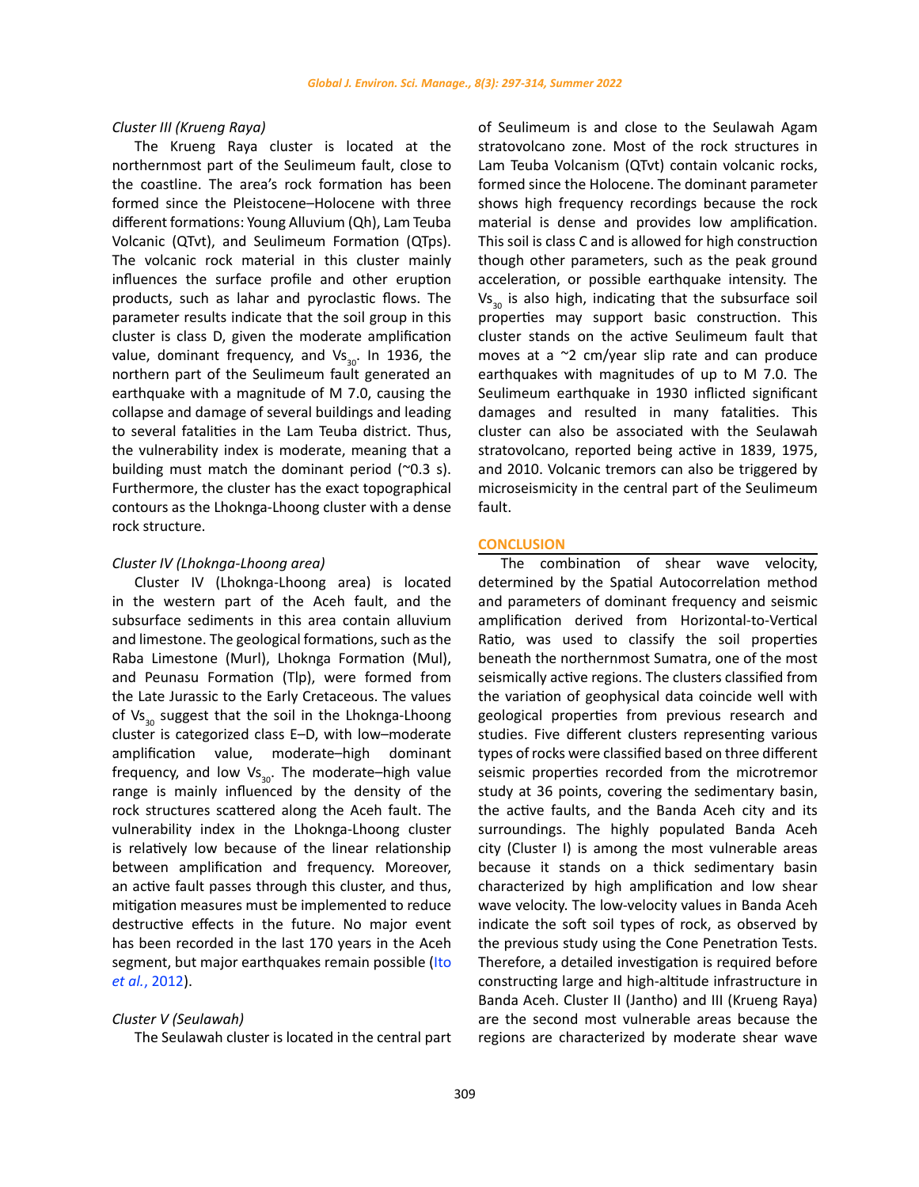*Cluster III (Krueng Raya)*

The Krueng Raya cluster is located at the northernmost part of the Seulimeum fault, close to the coastline. The area's rock formation has been formed since the Pleistocene–Holocene with three different formations: Young Alluvium (Qh), Lam Teuba Volcanic (QTvt), and Seulimeum Formation (QTps). The volcanic rock material in this cluster mainly influences the surface profile and other eruption products, such as lahar and pyroclastic flows. The parameter results indicate that the soil group in this cluster is class D, given the moderate amplification value, dominant frequency, and $Vs_{30}$. In 1936, the northern part of the Seulimeum fault generated an earthquake with a magnitude of M 7.0, causing the collapse and damage of several buildings and leading to several fatalities in the Lam Teuba district. Thus, the vulnerability index is moderate, meaning that a building must match the dominant period (~0.3 s). Furthermore, the cluster has the exact topographical contours as the Lhoknga-Lhoong cluster with a dense rock structure.

*Cluster IV (Lhoknga-Lhoong area)*

Cluster IV (Lhoknga-Lhoong area) is located in the western part of the Aceh fault, and the subsurface sediments in this area contain alluvium and limestone. The geological formations, such as the Raba Limestone (Murl), Lhoknga Formation (Mul), and Peunasu Formation (Tlp), were formed from the Late Jurassic to the Early Cretaceous. The values of $Vs_{30}$ suggest that the soil in the Lhoknga-Lhoong cluster is categorized class E–D, with low–moderate amplification value, moderate–high dominant frequency, and low $Vs_{30}$. The moderate–high value range is mainly influenced by the density of the rock structures scattered along the Aceh fault. The vulnerability index in the Lhoknga-Lhoong cluster is relatively low because of the linear relationship between amplification and frequency. Moreover, an active fault passes through this cluster, and thus, mitigation measures must be implemented to reduce destructive effects in the future. No major event has been recorded in the last 170 years in the Aceh segment, but major earthquakes remain possible (Ito *et al.*, 2012).

*Cluster V (Seulawah)*

The Seulawah cluster is located in the central part of Seulimeum is and close to the Seulawah Agam stratovolcano zone. Most of the rock structures in Lam Teuba Volcanism (QTvt) contain volcanic rocks, formed since the Holocene. The dominant parameter shows high frequency recordings because the rock material is dense and provides low amplification. This soil is class C and is allowed for high construction though other parameters, such as the peak ground acceleration, or possible earthquake intensity. The $Vs_{30}$ is also high, indicating that the subsurface soil properties may support basic construction. This cluster stands on the active Seulimeum fault that moves at a ~2 cm/year slip rate and can produce earthquakes with magnitudes of up to M 7.0. The Seulimeum earthquake in 1930 inflicted significant damages and resulted in many fatalities. This cluster can also be associated with the Seulawah stratovolcano, reported being active in 1839, 1975, and 2010. Volcanic tremors can also be triggered by microseismicity in the central part of the Seulimeum fault.

## CONCLUSION

The combination of shear wave velocity, determined by the Spatial Autocorrelation method and parameters of dominant frequency and seismic amplification derived from Horizontal-to-Vertical Ratio, was used to classify the soil properties beneath the northernmost Sumatra, one of the most seismically active regions. The clusters classified from the variation of geophysical data coincide well with geological properties from previous research and studies. Five different clusters representing various types of rocks were classified based on three different seismic properties recorded from the microtremor study at 36 points, covering the sedimentary basin, the active faults, and the Banda Aceh city and its surroundings. The highly populated Banda Aceh city (Cluster I) is among the most vulnerable areas because it stands on a thick sedimentary basin characterized by high amplification and low shear wave velocity. The low-velocity values in Banda Aceh indicate the soft soil types of rock, as observed by the previous study using the Cone Penetration Tests. Therefore, a detailed investigation is required before constructing large and high-altitude infrastructure in Banda Aceh. Cluster II (Jantho) and III (Krueng Raya) are the second most vulnerable areas because the regions are characterized by moderate shear wave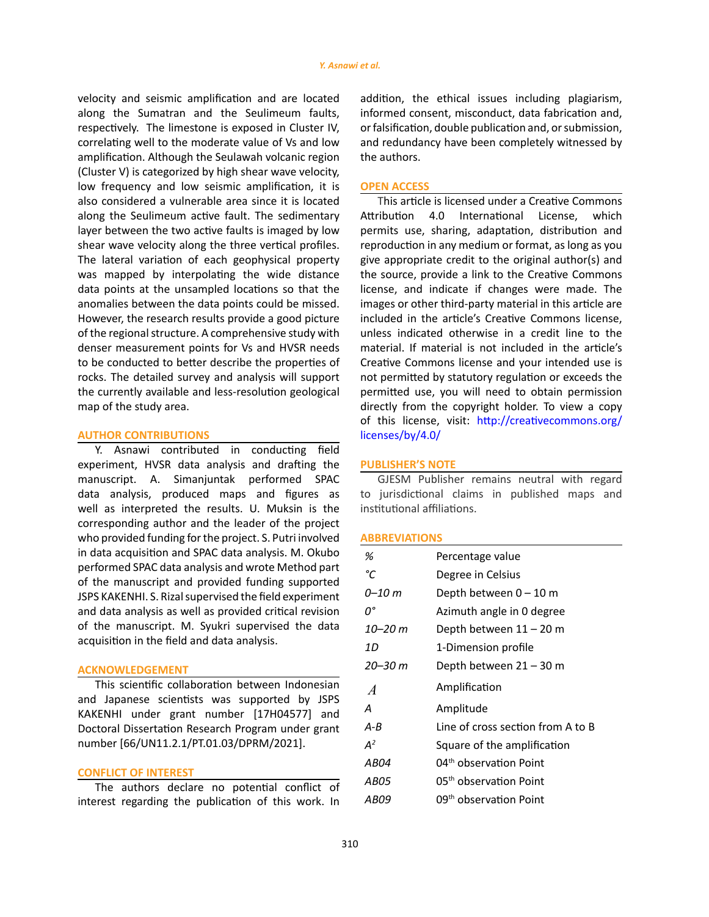velocity and seismic amplification and are located along the Sumatran and the Seulimeum faults, respectively. The limestone is exposed in Cluster IV, correlating well to the moderate value of Vs and low amplification. Although the Seulawah volcanic region (Cluster V) is categorized by high shear wave velocity, low frequency and low seismic amplification, it is also considered a vulnerable area since it is located along the Seulimeum active fault. The sedimentary layer between the two active faults is imaged by low shear wave velocity along the three vertical profiles. The lateral variation of each geophysical property was mapped by interpolating the wide distance data points at the unsampled locations so that the anomalies between the data points could be missed. However, the research results provide a good picture of the regional structure. A comprehensive study with denser measurement points for Vs and HVSR needs to be conducted to better describe the properties of rocks. The detailed survey and analysis will support the currently available and less-resolution geological map of the study area.

## AUTHOR CONTRIBUTIONS

Y. Asnawi contributed in conducting field experiment, HVSR data analysis and drafting the manuscript. A. Simanjuntak performed SPAC data analysis, produced maps and figures as well as interpreted the results. U. Muksin is the corresponding author and the leader of the project who provided funding for the project. S. Putri involved in data acquisition and SPAC data analysis. M. Okubo performed SPAC data analysis and wrote Method part of the manuscript and provided funding supported JSPS KAKENHI. S. Rizal supervised the field experiment and data analysis as well as provided critical revision of the manuscript. M. Syukri supervised the data acquisition in the field and data analysis.

## ACKNOWLEDGEMENT

This scientific collaboration between Indonesian and Japanese scientists was supported by JSPS KAKENHI under grant number [17H04577] and Doctoral Dissertation Research Program under grant number [66/UN11.2.1/PT.01.03/DPRM/2021].

## CONFLICT OF INTEREST

The authors declare no potential conflict of interest regarding the publication of this work. In addition, the ethical issues including plagiarism, informed consent, misconduct, data fabrication and, or falsification, double publication and, or submission, and redundancy have been completely witnessed by the authors.

## OPEN ACCESS

This article is licensed under a Creative Commons Attribution 4.0 International License, which permits use, sharing, adaptation, distribution and reproduction in any medium or format, as long as you give appropriate credit to the original author(s) and the source, provide a link to the Creative Commons license, and indicate if changes were made. The images or other third-party material in this article are included in the article's Creative Commons license, unless indicated otherwise in a credit line to the material. If material is not included in the article's Creative Commons license and your intended use is not permitted by statutory regulation or exceeds the permitted use, you will need to obtain permission directly from the copyright holder. To view a copy of this license, visit: http://creativecommons.org/licenses/by/4.0/

## PUBLISHER'S NOTE

GJESM Publisher remains neutral with regard to jurisdictional claims in published maps and institutional affiliations.

## ABBREVIATIONS

| | |
|---|---|
| *%* | Percentage value |
| *°C* | Degree in Celsius |
| *0–10 m* | Depth between 0 – 10 m |
| *0°* | Azimuth angle in 0 degree |
| *10–20 m* | Depth between 11 – 20 m |
| *1D* | 1-Dimension profile |
| *20–30 m* | Depth between 21 – 30 m |
| $\mathcal{A}$ | Amplification |
| *A* | Amplitude |
| *A-B* | Line of cross section from A to B |
| $A^2$ | Square of the amplification |
| *AB04* | 04th observation Point |
| *AB05* | 05th observation Point |
| *AB09* | 09th observation Point |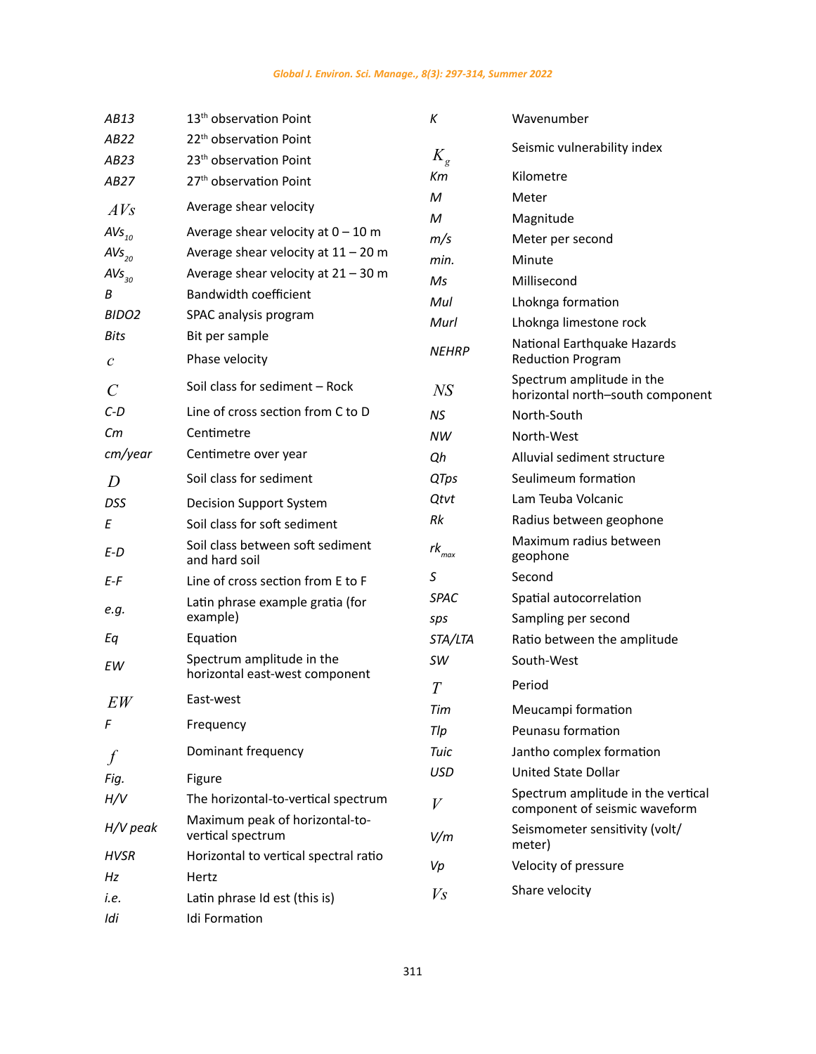| | |
|---|---|
| *AB13* | 13th observation Point |
| *AB22* | 22th observation Point |
| *AB23* | 23th observation Point |
| *AB27* | 27th observation Point |
| $AVs$ | Average shear velocity |
| $AVs_{10}$ | Average shear velocity at 0 – 10 m |
| $AVs_{20}$ | Average shear velocity at 11 – 20 m |
| $AVs_{30}$ | Average shear velocity at 21 – 30 m |
| *B* | Bandwidth coefficient |
| *BIDO2* | SPAC analysis program |
| *Bits* | Bit per sample |
| $c$ | Phase velocity |
| $C$ | Soil class for sediment – Rock |
| *C-D* | Line of cross section from C to D |
| *Cm* | Centimetre |
| *cm/year* | Centimetre over year |
| $D$ | Soil class for sediment |
| *DSS* | Decision Support System |
| *E* | Soil class for soft sediment |
| *E-D* | Soil class between soft sediment and hard soil |
| *E-F* | Line of cross section from E to F |
| *e.g.* | Latin phrase example gratia (for example) |
| *Eq* | Equation |
| *EW* | Spectrum amplitude in the horizontal east-west component |
| $EW$ | East-west |
| *F* | Frequency |
| $f$ | Dominant frequency |
| *Fig.* | Figure |
| *H/V* | The horizontal-to-vertical spectrum |
| *H/V peak* | Maximum peak of horizontal-to-vertical spectrum |
| *HVSR* | Horizontal to vertical spectral ratio |
| *Hz* | Hertz |
| *i.e.* | Latin phrase Id est (this is) |
| *Idi* | Idi Formation |
| *K* | Wavenumber |
| $K_g$ | Seismic vulnerability index |
| *Km* | Kilometre |
| *M* | Meter |
| *M* | Magnitude |
| *m/s* | Meter per second |
| *min.* | Minute |
| *Ms* | Millisecond |
| *Mul* | Lhoknga formation |
| *Murl* | Lhoknga limestone rock |
| *NEHRP* | National Earthquake Hazards Reduction Program |
| $NS$ | Spectrum amplitude in the horizontal north–south component |
| *NS* | North-South |
| *NW* | North-West |
| *Qh* | Alluvial sediment structure |
| *QTps* | Seulimeum formation |
| *Qtvt* | Lam Teuba Volcanic |
| *Rk* | Radius between geophone |
| $rk_{max}$ | Maximum radius between geophone |
| *S* | Second |
| *SPAC* | Spatial autocorrelation |
| *sps* | Sampling per second |
| *STA/LTA* | Ratio between the amplitude |
| *SW* | South-West |
| $T$ | Period |
| *Tim* | Meucampi formation |
| *Tlp* | Peunasu formation |
| *Tuic* | Jantho complex formation |
| *USD* | United State Dollar |
| $V$ | Spectrum amplitude in the vertical component of seismic waveform |
| *V/m* | Seismometer sensitivity (volt/meter) |
| *Vp* | Velocity of pressure |
| $Vs$ | Share velocity |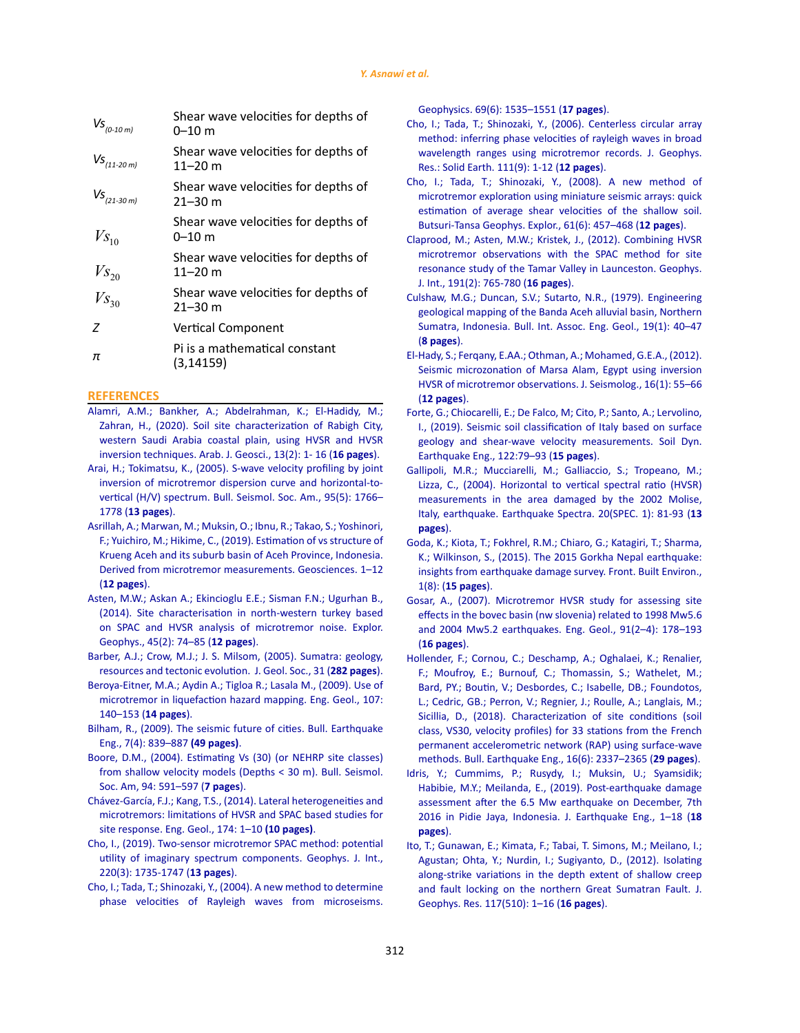| | |
|---|---|
| $Vs_{(0\text{-}10\,m)}$ | Shear wave velocities for depths of 0–10 m |
| $Vs_{(11\text{-}20\,m)}$ | Shear wave velocities for depths of 11–20 m |
| $Vs_{(21\text{-}30\,m)}$ | Shear wave velocities for depths of 21–30 m |
| $Vs_{10}$ | Shear wave velocities for depths of 0–10 m |
| $Vs_{20}$ | Shear wave velocities for depths of 11–20 m |
| $Vs_{30}$ | Shear wave velocities for depths of 21–30 m |
| Z | Vertical Component |
| π | Pi is a mathematical constant (3,14159) |

## REFERENCES

Alamri, A.M.; Bankher, A.; Abdelrahman, K.; El-Hadidy, M.; Zahran, H., (2020). Soil site characterization of Rabigh City, western Saudi Arabia coastal plain, using HVSR and HVSR inversion techniques. Arab. J. Geosci., 13(2): 1- 16 (**16 pages**).

Arai, H.; Tokimatsu, K., (2005). S-wave velocity profiling by joint inversion of microtremor dispersion curve and horizontal-to-vertical (H/V) spectrum. Bull. Seismol. Soc. Am., 95(5): 1766–1778 (**13 pages**).

Asrillah, A.; Marwan, M.; Muksin, O.; Ibnu, R.; Takao, S.; Yoshinori, F.; Yuichiro, M.; Hikime, C., (2019). Estimation of vs structure of Krueng Aceh and its suburb basin of Aceh Province, Indonesia. Derived from microtremor measurements. Geosciences. 1–12 (**12 pages**).

Asten, M.W.; Askan A.; Ekincioglu E.E.; Sisman F.N.; Ugurhan B., (2014). Site characterisation in north-western turkey based on SPAC and HVSR analysis of microtremor noise. Explor. Geophys., 45(2): 74–85 (**12 pages**).

Barber, A.J.; Crow, M.J.; J. S. Milsom, (2005). Sumatra: geology, resources and tectonic evolution. J. Geol. Soc., 31 (**282 pages**).

Beroya-Eitner, M.A.; Aydin A.; Tigloa R.; Lasala M., (2009). Use of microtremor in liquefaction hazard mapping. Eng. Geol., 107: 140–153 (**14 pages**).

Bilham, R., (2009). The seismic future of cities. Bull. Earthquake Eng., 7(4): 839–887 **(49 pages)**.

Boore, D.M., (2004). Estimating Vs (30) (or NEHRP site classes) from shallow velocity models (Depths < 30 m). Bull. Seismol. Soc. Am, 94: 591–597 (**7 pages**).

Chávez-García, F.J.; Kang, T.S., (2014). Lateral heterogeneities and microtremors: limitations of HVSR and SPAC based studies for site response. Eng. Geol., 174: 1–10 **(10 pages)**.

Cho, I., (2019). Two-sensor microtremor SPAC method: potential utility of imaginary spectrum components. Geophys. J. Int., 220(3): 1735-1747 (**13 pages**).

Cho, I.; Tada, T.; Shinozaki, Y., (2004). A new method to determine phase velocities of Rayleigh waves from microseisms. Geophysics. 69(6): 1535–1551 (**17 pages**).

Cho, I.; Tada, T.; Shinozaki, Y., (2006). Centerless circular array method: inferring phase velocities of rayleigh waves in broad wavelength ranges using microtremor records. J. Geophys. Res.: Solid Earth. 111(9): 1-12 (**12 pages**).

Cho, I.; Tada, T.; Shinozaki, Y., (2008). A new method of microtremor exploration using miniature seismic arrays: quick estimation of average shear velocities of the shallow soil. Butsuri-Tansa Geophys. Explor., 61(6): 457–468 (**12 pages**).

Claprood, M.; Asten, M.W.; Kristek, J., (2012). Combining HVSR microtremor observations with the SPAC method for site resonance study of the Tamar Valley in Launceston. Geophys. J. Int., 191(2): 765-780 (**16 pages**).

Culshaw, M.G.; Duncan, S.V.; Sutarto, N.R., (1979). Engineering geological mapping of the Banda Aceh alluvial basin, Northern Sumatra, Indonesia. Bull. Int. Assoc. Eng. Geol., 19(1): 40–47 (**8 pages**).

El-Hady, S.; Ferqany, E.AA.; Othman, A.; Mohamed, G.E.A., (2012). Seismic microzonation of Marsa Alam, Egypt using inversion HVSR of microtremor observations. J. Seismolog., 16(1): 55–66 (**12 pages**).

Forte, G.; Chiocarelli, E.; De Falco, M; Cito, P.; Santo, A.; Lervolino, I., (2019). Seismic soil classification of Italy based on surface geology and shear-wave velocity measurements. Soil Dyn. Earthquake Eng., 122:79–93 (**15 pages**).

Gallipoli, M.R.; Mucciarelli, M.; Galliaccio, S.; Tropeano, M.; Lizza, C., (2004). Horizontal to vertical spectral ratio (HVSR) measurements in the area damaged by the 2002 Molise, Italy, earthquake. Earthquake Spectra. 20(SPEC. 1): 81-93 (**13 pages**).

Goda, K.; Kiota, T.; Fokhrel, R.M.; Chiaro, G.; Katagiri, T.; Sharma, K.; Wilkinson, S., (2015). The 2015 Gorkha Nepal earthquake: insights from earthquake damage survey. Front. Built Environ., 1(8): (**15 pages**).

Gosar, A., (2007). Microtremor HVSR study for assessing site effects in the bovec basin (nw slovenia) related to 1998 Mw5.6 and 2004 Mw5.2 earthquakes. Eng. Geol., 91(2–4): 178–193 (**16 pages**).

Hollender, F.; Cornou, C.; Deschamp, A.; Oghalaei, K.; Renalier, F.; Moufroy, E.; Burnouf, C.; Thomassin, S.; Wathelet, M.; Bard, PY.; Boutin, V.; Desbordes, C.; Isabelle, DB.; Foundotos, L.; Cedric, GB.; Perron, V.; Regnier, J.; Roulle, A.; Langlais, M.; Sicillia, D., (2018). Characterization of site conditions (soil class, VS30, velocity profiles) for 33 stations from the French permanent accelerometric network (RAP) using surface-wave methods. Bull. Earthquake Eng., 16(6): 2337–2365 (**29 pages**).

Idris, Y.; Cummims, P.; Rusydy, I.; Muksin, U.; Syamsidik; Habibie, M.Y.; Meilanda, E., (2019). Post-earthquake damage assessment after the 6.5 Mw earthquake on December, 7th 2016 in Pidie Jaya, Indonesia. J. Earthquake Eng., 1–18 (**18 pages**).

Ito, T.; Gunawan, E.; Kimata, F.; Tabai, T. Simons, M.; Meilano, I.; Agustan; Ohta, Y.; Nurdin, I.; Sugiyanto, D., (2012). Isolating along-strike variations in the depth extent of shallow creep and fault locking on the northern Great Sumatran Fault. J. Geophys. Res. 117(510): 1–16 (**16 pages**).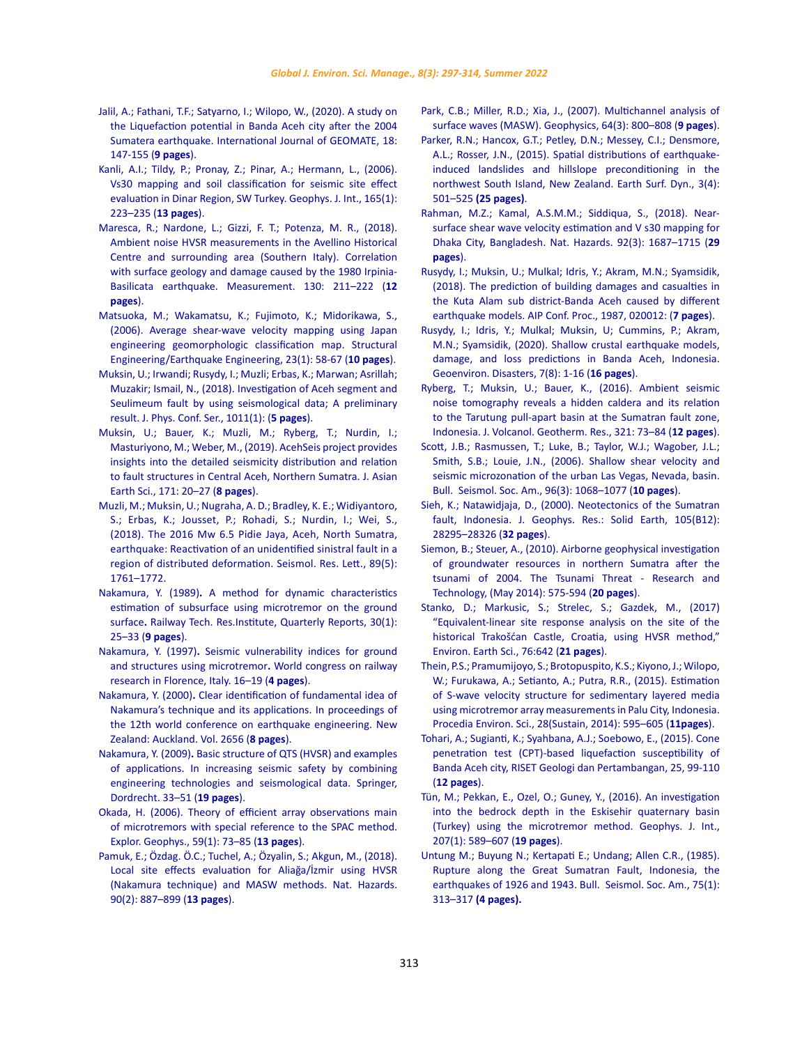Jalil, A.; Fathani, T.F.; Satyarno, I.; Wilopo, W., (2020). A study on the Liquefaction potential in Banda Aceh city after the 2004 Sumatera earthquake. International Journal of GEOMATE, 18: 147-155 (**9 pages**).

Kanli, A.I.; Tildy, P.; Pronay, Z.; Pinar, A.; Hermann, L., (2006). Vs30 mapping and soil classification for seismic site effect evaluation in Dinar Region, SW Turkey. Geophys. J. Int., 165(1): 223–235 (**13 pages**).

Maresca, R.; Nardone, L.; Gizzi, F. T.; Potenza, M. R., (2018). Ambient noise HVSR measurements in the Avellino Historical Centre and surrounding area (Southern Italy). Correlation with surface geology and damage caused by the 1980 Irpinia-Basilicata earthquake. Measurement. 130: 211–222 (**12 pages**).

Matsuoka, M.; Wakamatsu, K.; Fujimoto, K.; Midorikawa, S., (2006). Average shear-wave velocity mapping using Japan engineering geomorphologic classification map. Structural Engineering/Earthquake Engineering, 23(1): 58-67 (**10 pages**).

Muksin, U.; Irwandi; Rusydy, I.; Muzli; Erbas, K.; Marwan; Asrillah; Muzakir; Ismail, N., (2018). Investigation of Aceh segment and Seulimeum fault by using seismological data; A preliminary result. J. Phys. Conf. Ser., 1011(1): (**5 pages**).

Muksin, U.; Bauer, K.; Muzli, M.; Ryberg, T.; Nurdin, I.; Masturiyono, M.; Weber, M., (2019). AcehSeis project provides insights into the detailed seismicity distribution and relation to fault structures in Central Aceh, Northern Sumatra. J. Asian Earth Sci., 171: 20–27 (**8 pages**).

Muzli, M.; Muksin, U.; Nugraha, A. D.; Bradley, K. E.; Widiyantoro, S.; Erbas, K.; Jousset, P.; Rohadi, S.; Nurdin, I.; Wei, S., (2018). The 2016 Mw 6.5 Pidie Jaya, Aceh, North Sumatra, earthquake: Reactivation of an unidentified sinistral fault in a region of distributed deformation. Seismol. Res. Lett., 89(5): 1761–1772.

Nakamura, Y. (1989)**.** A method for dynamic characteristics estimation of subsurface using microtremor on the ground surface**.** Railway Tech. Res.Institute, Quarterly Reports, 30(1): 25–33 (**9 pages**).

Nakamura, Y. (1997)**.** Seismic vulnerability indices for ground and structures using microtremor**.** World congress on railway research in Florence, Italy. 16–19 (**4 pages**).

Nakamura, Y. (2000)**.** Clear identification of fundamental idea of Nakamura's technique and its applications. In proceedings of the 12th world conference on earthquake engineering. New Zealand: Auckland. Vol. 2656 (**8 pages**).

Nakamura, Y. (2009)**.** Basic structure of QTS (HVSR) and examples of applications. In increasing seismic safety by combining engineering technologies and seismological data. Springer, Dordrecht. 33–51 (**19 pages**).

Okada, H. (2006). Theory of efficient array observations main of microtremors with special reference to the SPAC method. Explor. Geophys., 59(1): 73–85 (**13 pages**).

Pamuk, E.; Özdag. Ö.C.; Tuchel, A.; Özyalin, S.; Akgun, M., (2018). Local site effects evaluation for Aliağa/İzmir using HVSR (Nakamura technique) and MASW methods. Nat. Hazards. 90(2): 887–899 (**13 pages**).

Park, C.B.; Miller, R.D.; Xia, J., (2007). Multichannel analysis of surface waves (MASW). Geophysics, 64(3): 800–808 (**9 pages**).

Parker, R.N.; Hancox, G.T.; Petley, D.N.; Messey, C.I.; Densmore, A.L.; Rosser, J.N., (2015). Spatial distributions of earthquake-induced landslides and hillslope preconditioning in the northwest South Island, New Zealand. Earth Surf. Dyn., 3(4): 501–525 **(25 pages)**.

Rahman, M.Z.; Kamal, A.S.M.M.; Siddiqua, S., (2018). Near-surface shear wave velocity estimation and V s30 mapping for Dhaka City, Bangladesh. Nat. Hazards. 92(3): 1687–1715 (**29 pages**).

Rusydy, I.; Muksin, U.; Mulkal; Idris, Y.; Akram, M.N.; Syamsidik, (2018). The prediction of building damages and casualties in the Kuta Alam sub district-Banda Aceh caused by different earthquake models. AIP Conf. Proc., 1987, 020012: (**7 pages**).

Rusydy, I.; Idris, Y.; Mulkal; Muksin, U; Cummins, P.; Akram, M.N.; Syamsidik, (2020). Shallow crustal earthquake models, damage, and loss predictions in Banda Aceh, Indonesia. Geoenviron. Disasters, 7(8): 1-16 (**16 pages**).

Ryberg, T.; Muksin, U.; Bauer, K., (2016). Ambient seismic noise tomography reveals a hidden caldera and its relation to the Tarutung pull-apart basin at the Sumatran fault zone, Indonesia. J. Volcanol. Geotherm. Res., 321: 73–84 (**12 pages**).

Scott, J.B.; Rasmussen, T.; Luke, B.; Taylor, W.J.; Wagober, J.L.; Smith, S.B.; Louie, J.N., (2006). Shallow shear velocity and seismic microzonation of the urban Las Vegas, Nevada, basin. Bull. Seismol. Soc. Am., 96(3): 1068–1077 (**10 pages**).

Sieh, K.; Natawidjaja, D., (2000). Neotectonics of the Sumatran fault, Indonesia. J. Geophys. Res.: Solid Earth, 105(B12): 28295–28326 (**32 pages**).

Siemon, B.; Steuer, A., (2010). Airborne geophysical investigation of groundwater resources in northern Sumatra after the tsunami of 2004. The Tsunami Threat - Research and Technology, (May 2014): 575-594 (**20 pages**).

Stanko, D.; Markusic, S.; Strelec, S.; Gazdek, M., (2017) "Equivalent-linear site response analysis on the site of the historical Trakošćan Castle, Croatia, using HVSR method," Environ. Earth Sci., 76:642 (**21 pages**).

Thein, P.S.; Pramumijoyo, S.; Brotopuspito, K.S.; Kiyono, J.; Wilopo, W.; Furukawa, A.; Setianto, A.; Putra, R.R., (2015). Estimation of S-wave velocity structure for sedimentary layered media using microtremor array measurements in Palu City, Indonesia. Procedia Environ. Sci., 28(Sustain, 2014): 595–605 (**11pages**).

Tohari, A.; Sugianti, K.; Syahbana, A.J.; Soebowo, E., (2015). Cone penetration test (CPT)-based liquefaction susceptibility of Banda Aceh city, RISET Geologi dan Pertambangan, 25, 99-110 (**12 pages**).

Tün, M.; Pekkan, E., Ozel, O.; Guney, Y., (2016). An investigation into the bedrock depth in the Eskisehir quaternary basin (Turkey) using the microtremor method. Geophys. J. Int., 207(1): 589–607 (**19 pages**).

Untung M.; Buyung N.; Kertapati E.; Undang; Allen C.R., (1985). Rupture along the Great Sumatran Fault, Indonesia, the earthquakes of 1926 and 1943. Bull. Seismol. Soc. Am., 75(1): 313–317 **(4 pages).**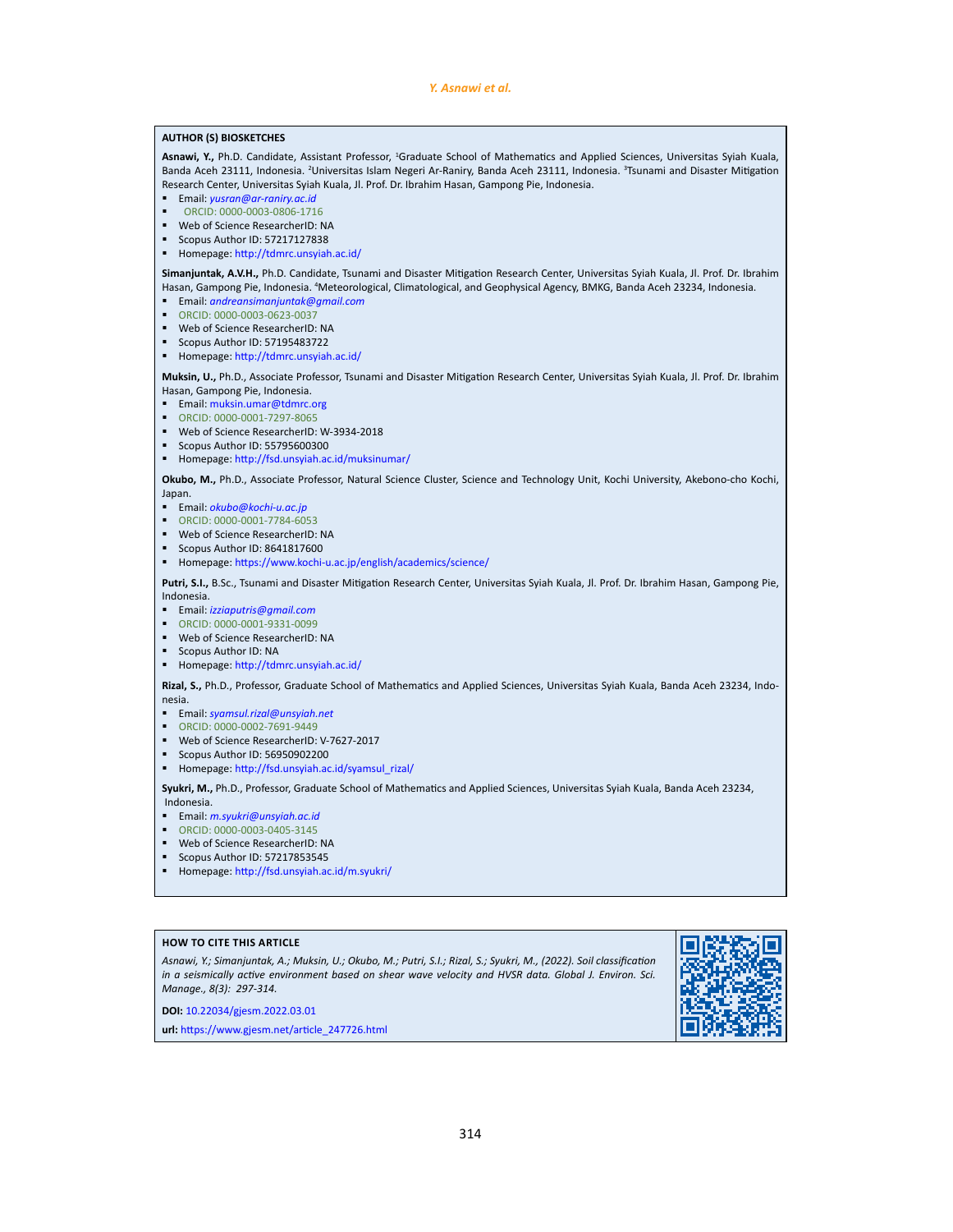## AUTHOR (S) BIOSKETCHES

**Asnawi, Y.,** Ph.D. Candidate, Assistant Professor, [1]Graduate School of Mathematics and Applied Sciences, Universitas Syiah Kuala, Banda Aceh 23111, Indonesia. [2]Universitas Islam Negeri Ar-Raniry, Banda Aceh 23111, Indonesia. [3]Tsunami and Disaster Mitigation Research Center, Universitas Syiah Kuala, Jl. Prof. Dr. Ibrahim Hasan, Gampong Pie, Indonesia.

- Email: *yusran@ar-raniry.ac.id*
- ORCID: 0000-0003-0806-1716
- Web of Science ResearcherID: NA
- Scopus Author ID: 57217127838
- Homepage: http://tdmrc.unsyiah.ac.id/

**Simanjuntak, A.V.H.,** Ph.D. Candidate, Tsunami and Disaster Mitigation Research Center, Universitas Syiah Kuala, Jl. Prof. Dr. Ibrahim Hasan, Gampong Pie, Indonesia. [4]Meteorological, Climatological, and Geophysical Agency, BMKG, Banda Aceh 23234, Indonesia.

- Email: *andreansimanjuntak@gmail.com*
- ORCID: 0000-0003-0623-0037
- Web of Science ResearcherID: NA
- Scopus Author ID: 57195483722
- Homepage: http://tdmrc.unsyiah.ac.id/

**Muksin, U.,** Ph.D., Associate Professor, Tsunami and Disaster Mitigation Research Center, Universitas Syiah Kuala, Jl. Prof. Dr. Ibrahim Hasan, Gampong Pie, Indonesia.

- Email: muksin.umar@tdmrc.org
- ORCID: 0000-0001-7297-8065
- Web of Science ResearcherID: W-3934-2018
- Scopus Author ID: 55795600300
- Homepage: http://fsd.unsyiah.ac.id/muksinumar/

**Okubo, M.,** Ph.D., Associate Professor, Natural Science Cluster, Science and Technology Unit, Kochi University, Akebono-cho Kochi, Japan.

- Email: *okubo@kochi-u.ac.jp*
- ORCID: 0000-0001-7784-6053
- Web of Science ResearcherID: NA
- Scopus Author ID: 8641817600
- Homepage: https://www.kochi-u.ac.jp/english/academics/science/

**Putri, S.I.,** B.Sc., Tsunami and Disaster Mitigation Research Center, Universitas Syiah Kuala, Jl. Prof. Dr. Ibrahim Hasan, Gampong Pie, Indonesia.

- Email: *izziaputris@gmail.com*
- ORCID: 0000-0001-9331-0099
- Web of Science ResearcherID: NA
- Scopus Author ID: NA
- Homepage: http://tdmrc.unsyiah.ac.id/

**Rizal, S.,** Ph.D., Professor, Graduate School of Mathematics and Applied Sciences, Universitas Syiah Kuala, Banda Aceh 23234, Indonesia.

- Email: *syamsul.rizal@unsyiah.net*
- ORCID: 0000-0002-7691-9449
- Web of Science ResearcherID: V-7627-2017
- Scopus Author ID: 56950902200
- Homepage: http://fsd.unsyiah.ac.id/syamsul_rizal/

**Syukri, M.,** Ph.D., Professor, Graduate School of Mathematics and Applied Sciences, Universitas Syiah Kuala, Banda Aceh 23234, Indonesia.

- Email: *m.syukri@unsyiah.ac.id*
- ORCID: 0000-0003-0405-3145
- Web of Science ResearcherID: NA
- Scopus Author ID: 57217853545
- Homepage: http://fsd.unsyiah.ac.id/m.syukri/

## HOW TO CITE THIS ARTICLE

*Asnawi, Y.; Simanjuntak, A.; Muksin, U.; Okubo, M.; Putri, S.I.; Rizal, S.; Syukri, M., (2022). Soil classification in a seismically active environment based on shear wave velocity and HVSR data. Global J. Environ. Sci. Manage., 8(3): 297-314.*

**DOI:** 10.22034/gjesm.2022.03.01

**url:** https://www.gjesm.net/article_247726.html